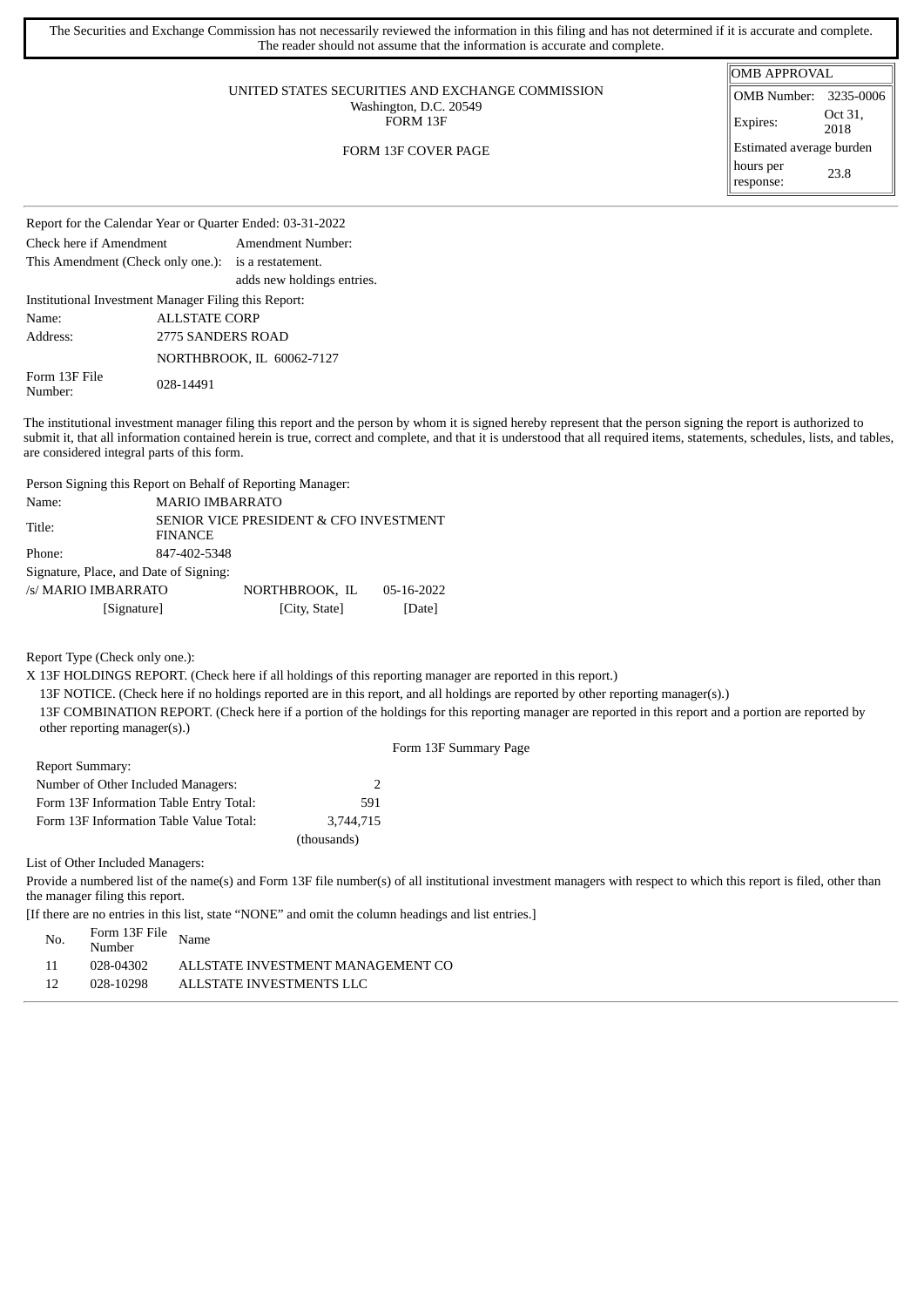The Securities and Exchange Commission has not necessarily reviewed the information in this filing and has not determined if it is accurate and complete. The reader should not assume that the information is accurate and complete.

| OMB APPROVAL | |
|---|---|
| OMB Number: | 3235-0006 |
| Expires: | Oct 31, 2018 |
| Estimated average burden | |
| hours per response: | 23.8 |

UNITED STATES SECURITIES AND EXCHANGE COMMISSION
Washington, D.C. 20549
FORM 13F

FORM 13F COVER PAGE

Report for the Calendar Year or Quarter Ended: 03-31-2022

Check here if Amendment    Amendment Number:

This Amendment (Check only one.): is a restatement.
adds new holdings entries.

Institutional Investment Manager Filing this Report:

| | |
|---|---|
| Name: | ALLSTATE CORP |
| Address: | 2775 SANDERS ROAD |
| | NORTHBROOK, IL 60062-7127 |
| Form 13F File Number: | 028-14491 |

The institutional investment manager filing this report and the person by whom it is signed hereby represent that the person signing the report is authorized to submit it, that all information contained herein is true, correct and complete, and that it is understood that all required items, statements, schedules, lists, and tables, are considered integral parts of this form.

Person Signing this Report on Behalf of Reporting Manager:

| | |
|---|---|
| Name: | MARIO IMBARRATO |
| Title: | SENIOR VICE PRESIDENT & CFO INVESTMENT FINANCE |
| Phone: | 847-402-5348 |

Signature, Place, and Date of Signing:

| | | |
|---|---|---|
| /s/ MARIO IMBARRATO | NORTHBROOK, IL | 05-16-2022 |
| [Signature] | [City, State] | [Date] |

Report Type (Check only one.):

X 13F HOLDINGS REPORT. (Check here if all holdings of this reporting manager are reported in this report.)

13F NOTICE. (Check here if no holdings reported are in this report, and all holdings are reported by other reporting manager(s).)

13F COMBINATION REPORT. (Check here if a portion of the holdings for this reporting manager are reported in this report and a portion are reported by other reporting manager(s).)

Form 13F Summary Page

Report Summary:

| | |
|---|---|
| Number of Other Included Managers: | 2 |
| Form 13F Information Table Entry Total: | 591 |
| Form 13F Information Table Value Total: | 3,744,715 |
| | (thousands) |

List of Other Included Managers:

Provide a numbered list of the name(s) and Form 13F file number(s) of all institutional investment managers with respect to which this report is filed, other than the manager filing this report.

[If there are no entries in this list, state “NONE” and omit the column headings and list entries.]

| No. | Form 13F File Number | Name |
|---|---|---|
| 11 | 028-04302 | ALLSTATE INVESTMENT MANAGEMENT CO |
| 12 | 028-10298 | ALLSTATE INVESTMENTS LLC |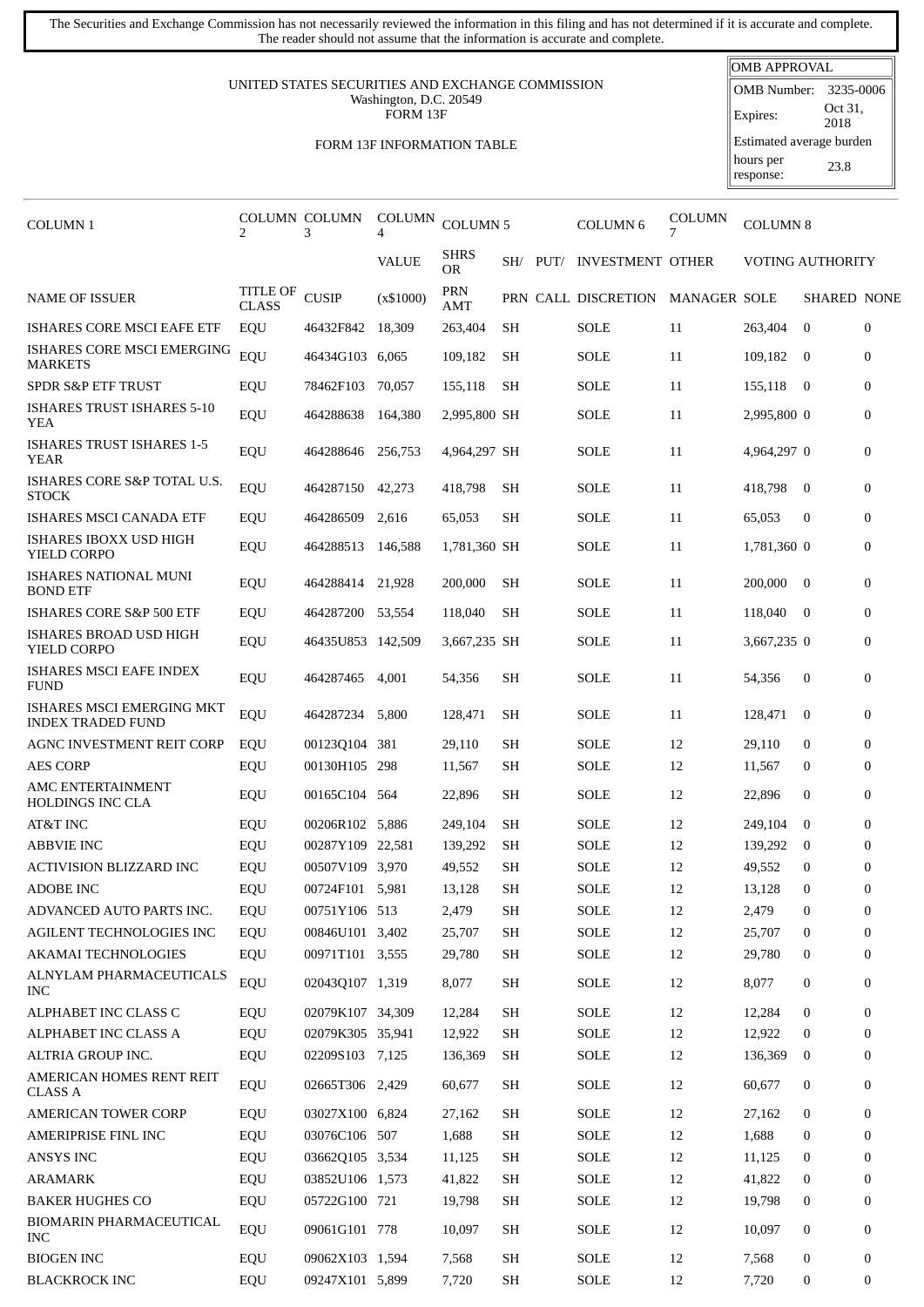The Securities and Exchange Commission has not necessarily reviewed the information in this filing and has not determined if it is accurate and complete. The reader should not assume that the information is accurate and complete.

| OMB APPROVAL | |
|---|---|
| OMB Number: | 3235-0006 |
| Expires: | Oct 31, 2018 |
| Estimated average burden | |
| hours per response: | 23.8 |

UNITED STATES SECURITIES AND EXCHANGE COMMISSION
Washington, D.C. 20549
FORM 13F

FORM 13F INFORMATION TABLE

| COLUMN 1 | COLUMN 2 | COLUMN 3 | COLUMN 4 | COLUMN 5 | | | COLUMN 6 | COLUMN 7 | COLUMN 8 | | |
|---|---|---|---|---|---|---|---|---|---|---|---|
| | | | VALUE | SHRS OR | SH/ | PUT/ | INVESTMENT | OTHER | VOTING AUTHORITY | | |
| NAME OF ISSUER | TITLE OF CLASS | CUSIP | (x$1000) | PRN AMT | PRN | CALL | DISCRETION | MANAGER | SOLE | SHARED | NONE |
| ISHARES CORE MSCI EAFE ETF | EQU | 46432F842 | 18,309 | 263,404 | SH | | SOLE | 11 | 263,404 | 0 | 0 |
| ISHARES CORE MSCI EMERGING MARKETS | EQU | 46434G103 | 6,065 | 109,182 | SH | | SOLE | 11 | 109,182 | 0 | 0 |
| SPDR S&P ETF TRUST | EQU | 78462F103 | 70,057 | 155,118 | SH | | SOLE | 11 | 155,118 | 0 | 0 |
| ISHARES TRUST ISHARES 5-10 YEA | EQU | 464288638 | 164,380 | 2,995,800 | SH | | SOLE | 11 | 2,995,800 | 0 | 0 |
| ISHARES TRUST ISHARES 1-5 YEAR | EQU | 464288646 | 256,753 | 4,964,297 | SH | | SOLE | 11 | 4,964,297 | 0 | 0 |
| ISHARES CORE S&P TOTAL U.S. STOCK | EQU | 464287150 | 42,273 | 418,798 | SH | | SOLE | 11 | 418,798 | 0 | 0 |
| ISHARES MSCI CANADA ETF | EQU | 464286509 | 2,616 | 65,053 | SH | | SOLE | 11 | 65,053 | 0 | 0 |
| ISHARES IBOXX USD HIGH YIELD CORPO | EQU | 464288513 | 146,588 | 1,781,360 | SH | | SOLE | 11 | 1,781,360 | 0 | 0 |
| ISHARES NATIONAL MUNI BOND ETF | EQU | 464288414 | 21,928 | 200,000 | SH | | SOLE | 11 | 200,000 | 0 | 0 |
| ISHARES CORE S&P 500 ETF | EQU | 464287200 | 53,554 | 118,040 | SH | | SOLE | 11 | 118,040 | 0 | 0 |
| ISHARES BROAD USD HIGH YIELD CORPO | EQU | 46435U853 | 142,509 | 3,667,235 | SH | | SOLE | 11 | 3,667,235 | 0 | 0 |
| ISHARES MSCI EAFE INDEX FUND | EQU | 464287465 | 4,001 | 54,356 | SH | | SOLE | 11 | 54,356 | 0 | 0 |
| ISHARES MSCI EMERGING MKT INDEX TRADED FUND | EQU | 464287234 | 5,800 | 128,471 | SH | | SOLE | 11 | 128,471 | 0 | 0 |
| AGNC INVESTMENT REIT CORP | EQU | 00123Q104 | 381 | 29,110 | SH | | SOLE | 12 | 29,110 | 0 | 0 |
| AES CORP | EQU | 00130H105 | 298 | 11,567 | SH | | SOLE | 12 | 11,567 | 0 | 0 |
| AMC ENTERTAINMENT HOLDINGS INC CLA | EQU | 00165C104 | 564 | 22,896 | SH | | SOLE | 12 | 22,896 | 0 | 0 |
| AT&T INC | EQU | 00206R102 | 5,886 | 249,104 | SH | | SOLE | 12 | 249,104 | 0 | 0 |
| ABBVIE INC | EQU | 00287Y109 | 22,581 | 139,292 | SH | | SOLE | 12 | 139,292 | 0 | 0 |
| ACTIVISION BLIZZARD INC | EQU | 00507V109 | 3,970 | 49,552 | SH | | SOLE | 12 | 49,552 | 0 | 0 |
| ADOBE INC | EQU | 00724F101 | 5,981 | 13,128 | SH | | SOLE | 12 | 13,128 | 0 | 0 |
| ADVANCED AUTO PARTS INC. | EQU | 00751Y106 | 513 | 2,479 | SH | | SOLE | 12 | 2,479 | 0 | 0 |
| AGILENT TECHNOLOGIES INC | EQU | 00846U101 | 3,402 | 25,707 | SH | | SOLE | 12 | 25,707 | 0 | 0 |
| AKAMAI TECHNOLOGIES | EQU | 00971T101 | 3,555 | 29,780 | SH | | SOLE | 12 | 29,780 | 0 | 0 |
| ALNYLAM PHARMACEUTICALS INC | EQU | 02043Q107 | 1,319 | 8,077 | SH | | SOLE | 12 | 8,077 | 0 | 0 |
| ALPHABET INC CLASS C | EQU | 02079K107 | 34,309 | 12,284 | SH | | SOLE | 12 | 12,284 | 0 | 0 |
| ALPHABET INC CLASS A | EQU | 02079K305 | 35,941 | 12,922 | SH | | SOLE | 12 | 12,922 | 0 | 0 |
| ALTRIA GROUP INC. | EQU | 02209S103 | 7,125 | 136,369 | SH | | SOLE | 12 | 136,369 | 0 | 0 |
| AMERICAN HOMES RENT REIT CLASS A | EQU | 02665T306 | 2,429 | 60,677 | SH | | SOLE | 12 | 60,677 | 0 | 0 |
| AMERICAN TOWER CORP | EQU | 03027X100 | 6,824 | 27,162 | SH | | SOLE | 12 | 27,162 | 0 | 0 |
| AMERIPRISE FINL INC | EQU | 03076C106 | 507 | 1,688 | SH | | SOLE | 12 | 1,688 | 0 | 0 |
| ANSYS INC | EQU | 03662Q105 | 3,534 | 11,125 | SH | | SOLE | 12 | 11,125 | 0 | 0 |
| ARAMARK | EQU | 03852U106 | 1,573 | 41,822 | SH | | SOLE | 12 | 41,822 | 0 | 0 |
| BAKER HUGHES CO | EQU | 05722G100 | 721 | 19,798 | SH | | SOLE | 12 | 19,798 | 0 | 0 |
| BIOMARIN PHARMACEUTICAL INC | EQU | 09061G101 | 778 | 10,097 | SH | | SOLE | 12 | 10,097 | 0 | 0 |
| BIOGEN INC | EQU | 09062X103 | 1,594 | 7,568 | SH | | SOLE | 12 | 7,568 | 0 | 0 |
| BLACKROCK INC | EQU | 09247X101 | 5,899 | 7,720 | SH | | SOLE | 12 | 7,720 | 0 | 0 |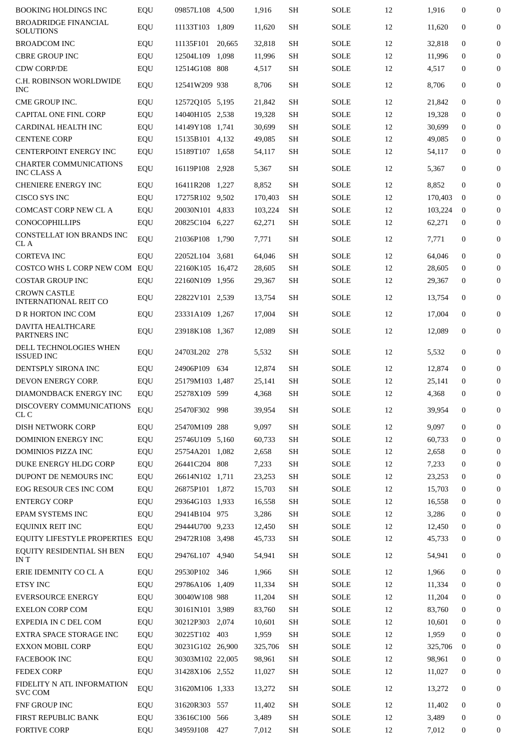| | | | | | | | | | | |
|---|---|---|---|---|---|---|---|---|---|---|
| BOOKING HOLDINGS INC | EQU | 09857L108 | 4,500 | 1,916 | SH | SOLE | 12 | 1,916 | 0 | 0 |
| BROADRIDGE FINANCIAL SOLUTIONS | EQU | 11133T103 | 1,809 | 11,620 | SH | SOLE | 12 | 11,620 | 0 | 0 |
| BROADCOM INC | EQU | 11135F101 | 20,665 | 32,818 | SH | SOLE | 12 | 32,818 | 0 | 0 |
| CBRE GROUP INC | EQU | 12504L109 | 1,098 | 11,996 | SH | SOLE | 12 | 11,996 | 0 | 0 |
| CDW CORP/DE | EQU | 12514G108 | 808 | 4,517 | SH | SOLE | 12 | 4,517 | 0 | 0 |
| C.H. ROBINSON WORLDWIDE INC | EQU | 12541W209 | 938 | 8,706 | SH | SOLE | 12 | 8,706 | 0 | 0 |
| CME GROUP INC. | EQU | 12572Q105 | 5,195 | 21,842 | SH | SOLE | 12 | 21,842 | 0 | 0 |
| CAPITAL ONE FINL CORP | EQU | 14040H105 | 2,538 | 19,328 | SH | SOLE | 12 | 19,328 | 0 | 0 |
| CARDINAL HEALTH INC | EQU | 14149Y108 | 1,741 | 30,699 | SH | SOLE | 12 | 30,699 | 0 | 0 |
| CENTENE CORP | EQU | 15135B101 | 4,132 | 49,085 | SH | SOLE | 12 | 49,085 | 0 | 0 |
| CENTERPOINT ENERGY INC | EQU | 15189T107 | 1,658 | 54,117 | SH | SOLE | 12 | 54,117 | 0 | 0 |
| CHARTER COMMUNICATIONS INC CLASS A | EQU | 16119P108 | 2,928 | 5,367 | SH | SOLE | 12 | 5,367 | 0 | 0 |
| CHENIERE ENERGY INC | EQU | 16411R208 | 1,227 | 8,852 | SH | SOLE | 12 | 8,852 | 0 | 0 |
| CISCO SYS INC | EQU | 17275R102 | 9,502 | 170,403 | SH | SOLE | 12 | 170,403 | 0 | 0 |
| COMCAST CORP NEW CL A | EQU | 20030N101 | 4,833 | 103,224 | SH | SOLE | 12 | 103,224 | 0 | 0 |
| CONOCOPHILLIPS | EQU | 20825C104 | 6,227 | 62,271 | SH | SOLE | 12 | 62,271 | 0 | 0 |
| CONSTELLAT ION BRANDS INC CL A | EQU | 21036P108 | 1,790 | 7,771 | SH | SOLE | 12 | 7,771 | 0 | 0 |
| CORTEVA INC | EQU | 22052L104 | 3,681 | 64,046 | SH | SOLE | 12 | 64,046 | 0 | 0 |
| COSTCO WHS L CORP NEW COM | EQU | 22160K105 | 16,472 | 28,605 | SH | SOLE | 12 | 28,605 | 0 | 0 |
| COSTAR GROUP INC | EQU | 22160N109 | 1,956 | 29,367 | SH | SOLE | 12 | 29,367 | 0 | 0 |
| CROWN CASTLE INTERNATIONAL REIT CO | EQU | 22822V101 | 2,539 | 13,754 | SH | SOLE | 12 | 13,754 | 0 | 0 |
| D R HORTON INC COM | EQU | 23331A109 | 1,267 | 17,004 | SH | SOLE | 12 | 17,004 | 0 | 0 |
| DAVITA HEALTHCARE PARTNERS INC | EQU | 23918K108 | 1,367 | 12,089 | SH | SOLE | 12 | 12,089 | 0 | 0 |
| DELL TECHNOLOGIES WHEN ISSUED INC | EQU | 24703L202 | 278 | 5,532 | SH | SOLE | 12 | 5,532 | 0 | 0 |
| DENTSPLY SIRONA INC | EQU | 24906P109 | 634 | 12,874 | SH | SOLE | 12 | 12,874 | 0 | 0 |
| DEVON ENERGY CORP. | EQU | 25179M103 | 1,487 | 25,141 | SH | SOLE | 12 | 25,141 | 0 | 0 |
| DIAMONDBACK ENERGY INC | EQU | 25278X109 | 599 | 4,368 | SH | SOLE | 12 | 4,368 | 0 | 0 |
| DISCOVERY COMMUNICATIONS CL C | EQU | 25470F302 | 998 | 39,954 | SH | SOLE | 12 | 39,954 | 0 | 0 |
| DISH NETWORK CORP | EQU | 25470M109 | 288 | 9,097 | SH | SOLE | 12 | 9,097 | 0 | 0 |
| DOMINION ENERGY INC | EQU | 25746U109 | 5,160 | 60,733 | SH | SOLE | 12 | 60,733 | 0 | 0 |
| DOMINIOS PIZZA INC | EQU | 25754A201 | 1,082 | 2,658 | SH | SOLE | 12 | 2,658 | 0 | 0 |
| DUKE ENERGY HLDG CORP | EQU | 26441C204 | 808 | 7,233 | SH | SOLE | 12 | 7,233 | 0 | 0 |
| DUPONT DE NEMOURS INC | EQU | 26614N102 | 1,711 | 23,253 | SH | SOLE | 12 | 23,253 | 0 | 0 |
| EOG RESOUR CES INC COM | EQU | 26875P101 | 1,872 | 15,703 | SH | SOLE | 12 | 15,703 | 0 | 0 |
| ENTERGY CORP | EQU | 29364G103 | 1,933 | 16,558 | SH | SOLE | 12 | 16,558 | 0 | 0 |
| EPAM SYSTEMS INC | EQU | 29414B104 | 975 | 3,286 | SH | SOLE | 12 | 3,286 | 0 | 0 |
| EQUINIX REIT INC | EQU | 29444U700 | 9,233 | 12,450 | SH | SOLE | 12 | 12,450 | 0 | 0 |
| EQUITY LIFESTYLE PROPERTIES | EQU | 29472R108 | 3,498 | 45,733 | SH | SOLE | 12 | 45,733 | 0 | 0 |
| EQUITY RESIDENTIAL SH BEN IN T | EQU | 29476L107 | 4,940 | 54,941 | SH | SOLE | 12 | 54,941 | 0 | 0 |
| ERIE IDEMNITY CO CL A | EQU | 29530P102 | 346 | 1,966 | SH | SOLE | 12 | 1,966 | 0 | 0 |
| ETSY INC | EQU | 29786A106 | 1,409 | 11,334 | SH | SOLE | 12 | 11,334 | 0 | 0 |
| EVERSOURCE ENERGY | EQU | 30040W108 | 988 | 11,204 | SH | SOLE | 12 | 11,204 | 0 | 0 |
| EXELON CORP COM | EQU | 30161N101 | 3,989 | 83,760 | SH | SOLE | 12 | 83,760 | 0 | 0 |
| EXPEDIA IN C DEL COM | EQU | 30212P303 | 2,074 | 10,601 | SH | SOLE | 12 | 10,601 | 0 | 0 |
| EXTRA SPACE STORAGE INC | EQU | 30225T102 | 403 | 1,959 | SH | SOLE | 12 | 1,959 | 0 | 0 |
| EXXON MOBIL CORP | EQU | 30231G102 | 26,900 | 325,706 | SH | SOLE | 12 | 325,706 | 0 | 0 |
| FACEBOOK INC | EQU | 30303M102 | 22,005 | 98,961 | SH | SOLE | 12 | 98,961 | 0 | 0 |
| FEDEX CORP | EQU | 31428X106 | 2,552 | 11,027 | SH | SOLE | 12 | 11,027 | 0 | 0 |
| FIDELITY N ATL INFORMATION SVC COM | EQU | 31620M106 | 1,333 | 13,272 | SH | SOLE | 12 | 13,272 | 0 | 0 |
| FNF GROUP INC | EQU | 31620R303 | 557 | 11,402 | SH | SOLE | 12 | 11,402 | 0 | 0 |
| FIRST REPUBLIC BANK | EQU | 33616C100 | 566 | 3,489 | SH | SOLE | 12 | 3,489 | 0 | 0 |
| FORTIVE CORP | EQU | 34959J108 | 427 | 7,012 | SH | SOLE | 12 | 7,012 | 0 | 0 |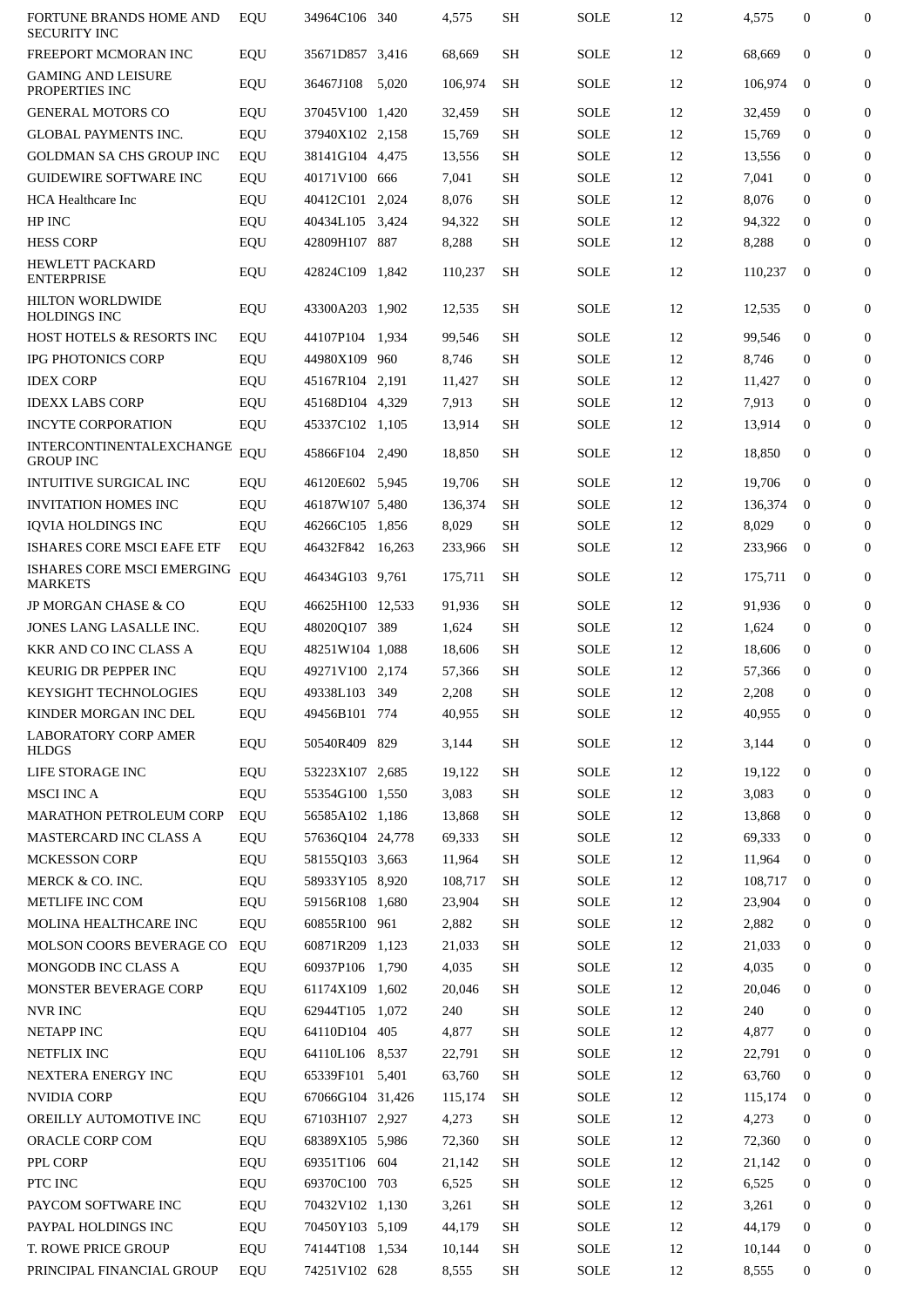| | | | | | | | | | | |
|---|---|---|---|---|---|---|---|---|---|---|
| FORTUNE BRANDS HOME AND SECURITY INC | EQU | 34964C106 | 340 | 4,575 | SH | SOLE | 12 | 4,575 | 0 | 0 |
| FREEPORT MCMORAN INC | EQU | 35671D857 | 3,416 | 68,669 | SH | SOLE | 12 | 68,669 | 0 | 0 |
| GAMING AND LEISURE PROPERTIES INC | EQU | 36467J108 | 5,020 | 106,974 | SH | SOLE | 12 | 106,974 | 0 | 0 |
| GENERAL MOTORS CO | EQU | 37045V100 | 1,420 | 32,459 | SH | SOLE | 12 | 32,459 | 0 | 0 |
| GLOBAL PAYMENTS INC. | EQU | 37940X102 | 2,158 | 15,769 | SH | SOLE | 12 | 15,769 | 0 | 0 |
| GOLDMAN SA CHS GROUP INC | EQU | 38141G104 | 4,475 | 13,556 | SH | SOLE | 12 | 13,556 | 0 | 0 |
| GUIDEWIRE SOFTWARE INC | EQU | 40171V100 | 666 | 7,041 | SH | SOLE | 12 | 7,041 | 0 | 0 |
| HCA Healthcare Inc | EQU | 40412C101 | 2,024 | 8,076 | SH | SOLE | 12 | 8,076 | 0 | 0 |
| HP INC | EQU | 40434L105 | 3,424 | 94,322 | SH | SOLE | 12 | 94,322 | 0 | 0 |
| HESS CORP | EQU | 42809H107 | 887 | 8,288 | SH | SOLE | 12 | 8,288 | 0 | 0 |
| HEWLETT PACKARD ENTERPRISE | EQU | 42824C109 | 1,842 | 110,237 | SH | SOLE | 12 | 110,237 | 0 | 0 |
| HILTON WORLDWIDE HOLDINGS INC | EQU | 43300A203 | 1,902 | 12,535 | SH | SOLE | 12 | 12,535 | 0 | 0 |
| HOST HOTELS & RESORTS INC | EQU | 44107P104 | 1,934 | 99,546 | SH | SOLE | 12 | 99,546 | 0 | 0 |
| IPG PHOTONICS CORP | EQU | 44980X109 | 960 | 8,746 | SH | SOLE | 12 | 8,746 | 0 | 0 |
| IDEX CORP | EQU | 45167R104 | 2,191 | 11,427 | SH | SOLE | 12 | 11,427 | 0 | 0 |
| IDEXX LABS CORP | EQU | 45168D104 | 4,329 | 7,913 | SH | SOLE | 12 | 7,913 | 0 | 0 |
| INCYTE CORPORATION | EQU | 45337C102 | 1,105 | 13,914 | SH | SOLE | 12 | 13,914 | 0 | 0 |
| INTERCONTINENTALEXCHANGE GROUP INC | EQU | 45866F104 | 2,490 | 18,850 | SH | SOLE | 12 | 18,850 | 0 | 0 |
| INTUITIVE SURGICAL INC | EQU | 46120E602 | 5,945 | 19,706 | SH | SOLE | 12 | 19,706 | 0 | 0 |
| INVITATION HOMES INC | EQU | 46187W107 | 5,480 | 136,374 | SH | SOLE | 12 | 136,374 | 0 | 0 |
| IQVIA HOLDINGS INC | EQU | 46266C105 | 1,856 | 8,029 | SH | SOLE | 12 | 8,029 | 0 | 0 |
| ISHARES CORE MSCI EAFE ETF | EQU | 46432F842 | 16,263 | 233,966 | SH | SOLE | 12 | 233,966 | 0 | 0 |
| ISHARES CORE MSCI EMERGING MARKETS | EQU | 46434G103 | 9,761 | 175,711 | SH | SOLE | 12 | 175,711 | 0 | 0 |
| JP MORGAN CHASE & CO | EQU | 46625H100 | 12,533 | 91,936 | SH | SOLE | 12 | 91,936 | 0 | 0 |
| JONES LANG LASALLE INC. | EQU | 48020Q107 | 389 | 1,624 | SH | SOLE | 12 | 1,624 | 0 | 0 |
| KKR AND CO INC CLASS A | EQU | 48251W104 | 1,088 | 18,606 | SH | SOLE | 12 | 18,606 | 0 | 0 |
| KEURIG DR PEPPER INC | EQU | 49271V100 | 2,174 | 57,366 | SH | SOLE | 12 | 57,366 | 0 | 0 |
| KEYSIGHT TECHNOLOGIES | EQU | 49338L103 | 349 | 2,208 | SH | SOLE | 12 | 2,208 | 0 | 0 |
| KINDER MORGAN INC DEL | EQU | 49456B101 | 774 | 40,955 | SH | SOLE | 12 | 40,955 | 0 | 0 |
| LABORATORY CORP AMER HLDGS | EQU | 50540R409 | 829 | 3,144 | SH | SOLE | 12 | 3,144 | 0 | 0 |
| LIFE STORAGE INC | EQU | 53223X107 | 2,685 | 19,122 | SH | SOLE | 12 | 19,122 | 0 | 0 |
| MSCI INC A | EQU | 55354G100 | 1,550 | 3,083 | SH | SOLE | 12 | 3,083 | 0 | 0 |
| MARATHON PETROLEUM CORP | EQU | 56585A102 | 1,186 | 13,868 | SH | SOLE | 12 | 13,868 | 0 | 0 |
| MASTERCARD INC CLASS A | EQU | 57636Q104 | 24,778 | 69,333 | SH | SOLE | 12 | 69,333 | 0 | 0 |
| MCKESSON CORP | EQU | 58155Q103 | 3,663 | 11,964 | SH | SOLE | 12 | 11,964 | 0 | 0 |
| MERCK & CO. INC. | EQU | 58933Y105 | 8,920 | 108,717 | SH | SOLE | 12 | 108,717 | 0 | 0 |
| METLIFE INC COM | EQU | 59156R108 | 1,680 | 23,904 | SH | SOLE | 12 | 23,904 | 0 | 0 |
| MOLINA HEALTHCARE INC | EQU | 60855R100 | 961 | 2,882 | SH | SOLE | 12 | 2,882 | 0 | 0 |
| MOLSON COORS BEVERAGE CO | EQU | 60871R209 | 1,123 | 21,033 | SH | SOLE | 12 | 21,033 | 0 | 0 |
| MONGODB INC CLASS A | EQU | 60937P106 | 1,790 | 4,035 | SH | SOLE | 12 | 4,035 | 0 | 0 |
| MONSTER BEVERAGE CORP | EQU | 61174X109 | 1,602 | 20,046 | SH | SOLE | 12 | 20,046 | 0 | 0 |
| NVR INC | EQU | 62944T105 | 1,072 | 240 | SH | SOLE | 12 | 240 | 0 | 0 |
| NETAPP INC | EQU | 64110D104 | 405 | 4,877 | SH | SOLE | 12 | 4,877 | 0 | 0 |
| NETFLIX INC | EQU | 64110L106 | 8,537 | 22,791 | SH | SOLE | 12 | 22,791 | 0 | 0 |
| NEXTERA ENERGY INC | EQU | 65339F101 | 5,401 | 63,760 | SH | SOLE | 12 | 63,760 | 0 | 0 |
| NVIDIA CORP | EQU | 67066G104 | 31,426 | 115,174 | SH | SOLE | 12 | 115,174 | 0 | 0 |
| OREILLY AUTOMOTIVE INC | EQU | 67103H107 | 2,927 | 4,273 | SH | SOLE | 12 | 4,273 | 0 | 0 |
| ORACLE CORP COM | EQU | 68389X105 | 5,986 | 72,360 | SH | SOLE | 12 | 72,360 | 0 | 0 |
| PPL CORP | EQU | 69351T106 | 604 | 21,142 | SH | SOLE | 12 | 21,142 | 0 | 0 |
| PTC INC | EQU | 69370C100 | 703 | 6,525 | SH | SOLE | 12 | 6,525 | 0 | 0 |
| PAYCOM SOFTWARE INC | EQU | 70432V102 | 1,130 | 3,261 | SH | SOLE | 12 | 3,261 | 0 | 0 |
| PAYPAL HOLDINGS INC | EQU | 70450Y103 | 5,109 | 44,179 | SH | SOLE | 12 | 44,179 | 0 | 0 |
| T. ROWE PRICE GROUP | EQU | 74144T108 | 1,534 | 10,144 | SH | SOLE | 12 | 10,144 | 0 | 0 |
| PRINCIPAL FINANCIAL GROUP | EQU | 74251V102 | 628 | 8,555 | SH | SOLE | 12 | 8,555 | 0 | 0 |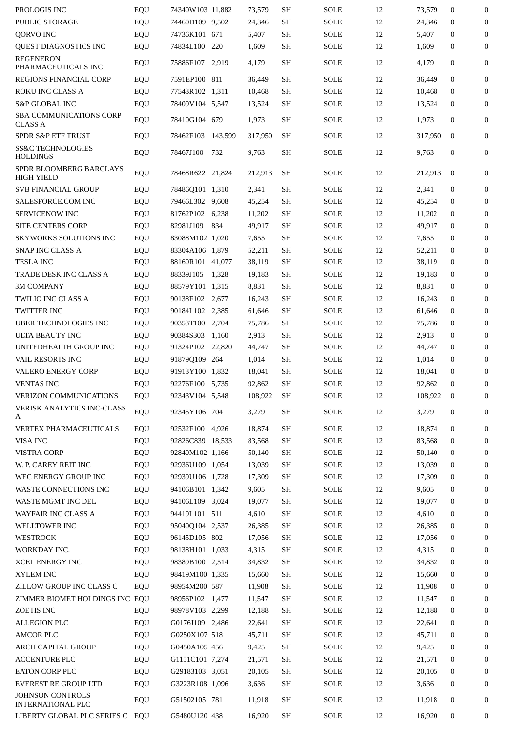| | | | | | | | | | | |
|---|---|---|---|---|---|---|---|---|---|---|
| PROLOGIS INC | EQU | 74340W103 | 11,882 | 73,579 | SH | SOLE | 12 | 73,579 | 0 | 0 |
| PUBLIC STORAGE | EQU | 74460D109 | 9,502 | 24,346 | SH | SOLE | 12 | 24,346 | 0 | 0 |
| QORVO INC | EQU | 74736K101 | 671 | 5,407 | SH | SOLE | 12 | 5,407 | 0 | 0 |
| QUEST DIAGNOSTICS INC | EQU | 74834L100 | 220 | 1,609 | SH | SOLE | 12 | 1,609 | 0 | 0 |
| REGENERON PHARMACEUTICALS INC | EQU | 75886F107 | 2,919 | 4,179 | SH | SOLE | 12 | 4,179 | 0 | 0 |
| REGIONS FINANCIAL CORP | EQU | 7591EP100 | 811 | 36,449 | SH | SOLE | 12 | 36,449 | 0 | 0 |
| ROKU INC CLASS A | EQU | 77543R102 | 1,311 | 10,468 | SH | SOLE | 12 | 10,468 | 0 | 0 |
| S&P GLOBAL INC | EQU | 78409V104 | 5,547 | 13,524 | SH | SOLE | 12 | 13,524 | 0 | 0 |
| SBA COMMUNICATIONS CORP CLASS A | EQU | 78410G104 | 679 | 1,973 | SH | SOLE | 12 | 1,973 | 0 | 0 |
| SPDR S&P ETF TRUST | EQU | 78462F103 | 143,599 | 317,950 | SH | SOLE | 12 | 317,950 | 0 | 0 |
| SS&C TECHNOLOGIES HOLDINGS | EQU | 78467J100 | 732 | 9,763 | SH | SOLE | 12 | 9,763 | 0 | 0 |
| SPDR BLOOMBERG BARCLAYS HIGH YIELD | EQU | 78468R622 | 21,824 | 212,913 | SH | SOLE | 12 | 212,913 | 0 | 0 |
| SVB FINANCIAL GROUP | EQU | 78486Q101 | 1,310 | 2,341 | SH | SOLE | 12 | 2,341 | 0 | 0 |
| SALESFORCE.COM INC | EQU | 79466L302 | 9,608 | 45,254 | SH | SOLE | 12 | 45,254 | 0 | 0 |
| SERVICENOW INC | EQU | 81762P102 | 6,238 | 11,202 | SH | SOLE | 12 | 11,202 | 0 | 0 |
| SITE CENTERS CORP | EQU | 82981J109 | 834 | 49,917 | SH | SOLE | 12 | 49,917 | 0 | 0 |
| SKYWORKS SOLUTIONS INC | EQU | 83088M102 | 1,020 | 7,655 | SH | SOLE | 12 | 7,655 | 0 | 0 |
| SNAP INC CLASS A | EQU | 83304A106 | 1,879 | 52,211 | SH | SOLE | 12 | 52,211 | 0 | 0 |
| TESLA INC | EQU | 88160R101 | 41,077 | 38,119 | SH | SOLE | 12 | 38,119 | 0 | 0 |
| TRADE DESK INC CLASS A | EQU | 88339J105 | 1,328 | 19,183 | SH | SOLE | 12 | 19,183 | 0 | 0 |
| 3M COMPANY | EQU | 88579Y101 | 1,315 | 8,831 | SH | SOLE | 12 | 8,831 | 0 | 0 |
| TWILIO INC CLASS A | EQU | 90138F102 | 2,677 | 16,243 | SH | SOLE | 12 | 16,243 | 0 | 0 |
| TWITTER INC | EQU | 90184L102 | 2,385 | 61,646 | SH | SOLE | 12 | 61,646 | 0 | 0 |
| UBER TECHNOLOGIES INC | EQU | 90353T100 | 2,704 | 75,786 | SH | SOLE | 12 | 75,786 | 0 | 0 |
| ULTA BEAUTY INC | EQU | 90384S303 | 1,160 | 2,913 | SH | SOLE | 12 | 2,913 | 0 | 0 |
| UNITEDHEALTH GROUP INC | EQU | 91324P102 | 22,820 | 44,747 | SH | SOLE | 12 | 44,747 | 0 | 0 |
| VAIL RESORTS INC | EQU | 91879Q109 | 264 | 1,014 | SH | SOLE | 12 | 1,014 | 0 | 0 |
| VALERO ENERGY CORP | EQU | 91913Y100 | 1,832 | 18,041 | SH | SOLE | 12 | 18,041 | 0 | 0 |
| VENTAS INC | EQU | 92276F100 | 5,735 | 92,862 | SH | SOLE | 12 | 92,862 | 0 | 0 |
| VERIZON COMMUNICATIONS | EQU | 92343V104 | 5,548 | 108,922 | SH | SOLE | 12 | 108,922 | 0 | 0 |
| VERISK ANALYTICS INC-CLASS A | EQU | 92345Y106 | 704 | 3,279 | SH | SOLE | 12 | 3,279 | 0 | 0 |
| VERTEX PHARMACEUTICALS | EQU | 92532F100 | 4,926 | 18,874 | SH | SOLE | 12 | 18,874 | 0 | 0 |
| VISA INC | EQU | 92826C839 | 18,533 | 83,568 | SH | SOLE | 12 | 83,568 | 0 | 0 |
| VISTRA CORP | EQU | 92840M102 | 1,166 | 50,140 | SH | SOLE | 12 | 50,140 | 0 | 0 |
| W. P. CAREY REIT INC | EQU | 92936U109 | 1,054 | 13,039 | SH | SOLE | 12 | 13,039 | 0 | 0 |
| WEC ENERGY GROUP INC | EQU | 92939U106 | 1,728 | 17,309 | SH | SOLE | 12 | 17,309 | 0 | 0 |
| WASTE CONNECTIONS INC | EQU | 94106B101 | 1,342 | 9,605 | SH | SOLE | 12 | 9,605 | 0 | 0 |
| WASTE MGMT INC DEL | EQU | 94106L109 | 3,024 | 19,077 | SH | SOLE | 12 | 19,077 | 0 | 0 |
| WAYFAIR INC CLASS A | EQU | 94419L101 | 511 | 4,610 | SH | SOLE | 12 | 4,610 | 0 | 0 |
| WELLTOWER INC | EQU | 95040Q104 | 2,537 | 26,385 | SH | SOLE | 12 | 26,385 | 0 | 0 |
| WESTROCK | EQU | 96145D105 | 802 | 17,056 | SH | SOLE | 12 | 17,056 | 0 | 0 |
| WORKDAY INC. | EQU | 98138H101 | 1,033 | 4,315 | SH | SOLE | 12 | 4,315 | 0 | 0 |
| XCEL ENERGY INC | EQU | 98389B100 | 2,514 | 34,832 | SH | SOLE | 12 | 34,832 | 0 | 0 |
| XYLEM INC | EQU | 98419M100 | 1,335 | 15,660 | SH | SOLE | 12 | 15,660 | 0 | 0 |
| ZILLOW GROUP INC CLASS C | EQU | 98954M200 | 587 | 11,908 | SH | SOLE | 12 | 11,908 | 0 | 0 |
| ZIMMER BIOMET HOLDINGS INC | EQU | 98956P102 | 1,477 | 11,547 | SH | SOLE | 12 | 11,547 | 0 | 0 |
| ZOETIS INC | EQU | 98978V103 | 2,299 | 12,188 | SH | SOLE | 12 | 12,188 | 0 | 0 |
| ALLEGION PLC | EQU | G0176J109 | 2,486 | 22,641 | SH | SOLE | 12 | 22,641 | 0 | 0 |
| AMCOR PLC | EQU | G0250X107 | 518 | 45,711 | SH | SOLE | 12 | 45,711 | 0 | 0 |
| ARCH CAPITAL GROUP | EQU | G0450A105 | 456 | 9,425 | SH | SOLE | 12 | 9,425 | 0 | 0 |
| ACCENTURE PLC | EQU | G1151C101 | 7,274 | 21,571 | SH | SOLE | 12 | 21,571 | 0 | 0 |
| EATON CORP PLC | EQU | G29183103 | 3,051 | 20,105 | SH | SOLE | 12 | 20,105 | 0 | 0 |
| EVEREST RE GROUP LTD | EQU | G3223R108 | 1,096 | 3,636 | SH | SOLE | 12 | 3,636 | 0 | 0 |
| JOHNSON CONTROLS INTERNATIONAL PLC | EQU | G51502105 | 781 | 11,918 | SH | SOLE | 12 | 11,918 | 0 | 0 |
| LIBERTY GLOBAL PLC SERIES C | EQU | G5480U120 | 438 | 16,920 | SH | SOLE | 12 | 16,920 | 0 | 0 |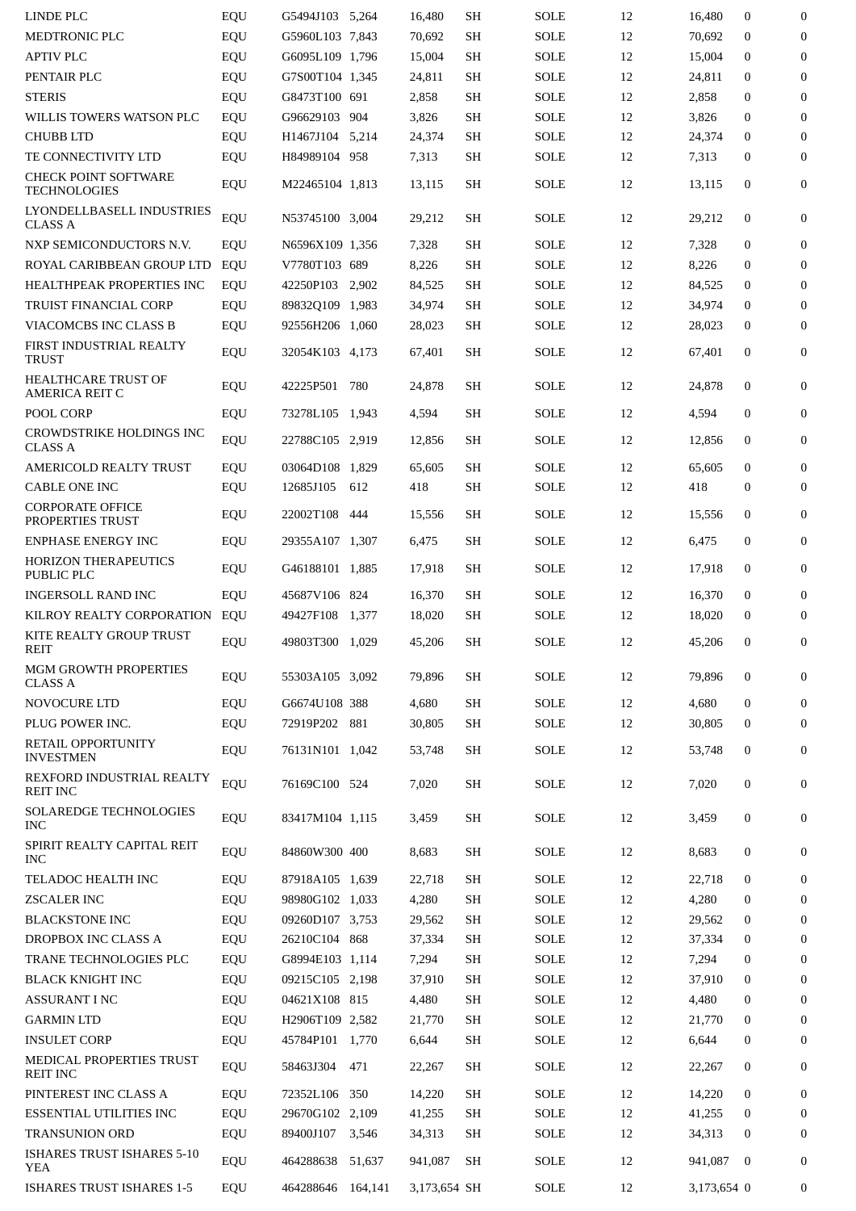| | | | | | | | | | | |
|---|---|---|---|---|---|---|---|---|---|---|
| LINDE PLC | EQU | G5494J103 | 5,264 | 16,480 | SH | SOLE | 12 | 16,480 | 0 | 0 |
| MEDTRONIC PLC | EQU | G5960L103 | 7,843 | 70,692 | SH | SOLE | 12 | 70,692 | 0 | 0 |
| APTIV PLC | EQU | G6095L109 | 1,796 | 15,004 | SH | SOLE | 12 | 15,004 | 0 | 0 |
| PENTAIR PLC | EQU | G7S00T104 | 1,345 | 24,811 | SH | SOLE | 12 | 24,811 | 0 | 0 |
| STERIS | EQU | G8473T100 | 691 | 2,858 | SH | SOLE | 12 | 2,858 | 0 | 0 |
| WILLIS TOWERS WATSON PLC | EQU | G96629103 | 904 | 3,826 | SH | SOLE | 12 | 3,826 | 0 | 0 |
| CHUBB LTD | EQU | H1467J104 | 5,214 | 24,374 | SH | SOLE | 12 | 24,374 | 0 | 0 |
| TE CONNECTIVITY LTD | EQU | H84989104 | 958 | 7,313 | SH | SOLE | 12 | 7,313 | 0 | 0 |
| CHECK POINT SOFTWARE TECHNOLOGIES | EQU | M22465104 | 1,813 | 13,115 | SH | SOLE | 12 | 13,115 | 0 | 0 |
| LYONDELLBASELL INDUSTRIES CLASS A | EQU | N53745100 | 3,004 | 29,212 | SH | SOLE | 12 | 29,212 | 0 | 0 |
| NXP SEMICONDUCTORS N.V. | EQU | N6596X109 | 1,356 | 7,328 | SH | SOLE | 12 | 7,328 | 0 | 0 |
| ROYAL CARIBBEAN GROUP LTD | EQU | V7780T103 | 689 | 8,226 | SH | SOLE | 12 | 8,226 | 0 | 0 |
| HEALTHPEAK PROPERTIES INC | EQU | 42250P103 | 2,902 | 84,525 | SH | SOLE | 12 | 84,525 | 0 | 0 |
| TRUIST FINANCIAL CORP | EQU | 89832Q109 | 1,983 | 34,974 | SH | SOLE | 12 | 34,974 | 0 | 0 |
| VIACOMCBS INC CLASS B | EQU | 92556H206 | 1,060 | 28,023 | SH | SOLE | 12 | 28,023 | 0 | 0 |
| FIRST INDUSTRIAL REALTY TRUST | EQU | 32054K103 | 4,173 | 67,401 | SH | SOLE | 12 | 67,401 | 0 | 0 |
| HEALTHCARE TRUST OF AMERICA REIT C | EQU | 42225P501 | 780 | 24,878 | SH | SOLE | 12 | 24,878 | 0 | 0 |
| POOL CORP | EQU | 73278L105 | 1,943 | 4,594 | SH | SOLE | 12 | 4,594 | 0 | 0 |
| CROWDSTRIKE HOLDINGS INC CLASS A | EQU | 22788C105 | 2,919 | 12,856 | SH | SOLE | 12 | 12,856 | 0 | 0 |
| AMERICOLD REALTY TRUST | EQU | 03064D108 | 1,829 | 65,605 | SH | SOLE | 12 | 65,605 | 0 | 0 |
| CABLE ONE INC | EQU | 12685J105 | 612 | 418 | SH | SOLE | 12 | 418 | 0 | 0 |
| CORPORATE OFFICE PROPERTIES TRUST | EQU | 22002T108 | 444 | 15,556 | SH | SOLE | 12 | 15,556 | 0 | 0 |
| ENPHASE ENERGY INC | EQU | 29355A107 | 1,307 | 6,475 | SH | SOLE | 12 | 6,475 | 0 | 0 |
| HORIZON THERAPEUTICS PUBLIC PLC | EQU | G46188101 | 1,885 | 17,918 | SH | SOLE | 12 | 17,918 | 0 | 0 |
| INGERSOLL RAND INC | EQU | 45687V106 | 824 | 16,370 | SH | SOLE | 12 | 16,370 | 0 | 0 |
| KILROY REALTY CORPORATION | EQU | 49427F108 | 1,377 | 18,020 | SH | SOLE | 12 | 18,020 | 0 | 0 |
| KITE REALTY GROUP TRUST REIT | EQU | 49803T300 | 1,029 | 45,206 | SH | SOLE | 12 | 45,206 | 0 | 0 |
| MGM GROWTH PROPERTIES CLASS A | EQU | 55303A105 | 3,092 | 79,896 | SH | SOLE | 12 | 79,896 | 0 | 0 |
| NOVOCURE LTD | EQU | G6674U108 | 388 | 4,680 | SH | SOLE | 12 | 4,680 | 0 | 0 |
| PLUG POWER INC. | EQU | 72919P202 | 881 | 30,805 | SH | SOLE | 12 | 30,805 | 0 | 0 |
| RETAIL OPPORTUNITY INVESTMEN | EQU | 76131N101 | 1,042 | 53,748 | SH | SOLE | 12 | 53,748 | 0 | 0 |
| REXFORD INDUSTRIAL REALTY REIT INC | EQU | 76169C100 | 524 | 7,020 | SH | SOLE | 12 | 7,020 | 0 | 0 |
| SOLAREDGE TECHNOLOGIES INC | EQU | 83417M104 | 1,115 | 3,459 | SH | SOLE | 12 | 3,459 | 0 | 0 |
| SPIRIT REALTY CAPITAL REIT INC | EQU | 84860W300 | 400 | 8,683 | SH | SOLE | 12 | 8,683 | 0 | 0 |
| TELADOC HEALTH INC | EQU | 87918A105 | 1,639 | 22,718 | SH | SOLE | 12 | 22,718 | 0 | 0 |
| ZSCALER INC | EQU | 98980G102 | 1,033 | 4,280 | SH | SOLE | 12 | 4,280 | 0 | 0 |
| BLACKSTONE INC | EQU | 09260D107 | 3,753 | 29,562 | SH | SOLE | 12 | 29,562 | 0 | 0 |
| DROPBOX INC CLASS A | EQU | 26210C104 | 868 | 37,334 | SH | SOLE | 12 | 37,334 | 0 | 0 |
| TRANE TECHNOLOGIES PLC | EQU | G8994E103 | 1,114 | 7,294 | SH | SOLE | 12 | 7,294 | 0 | 0 |
| BLACK KNIGHT INC | EQU | 09215C105 | 2,198 | 37,910 | SH | SOLE | 12 | 37,910 | 0 | 0 |
| ASSURANT I NC | EQU | 04621X108 | 815 | 4,480 | SH | SOLE | 12 | 4,480 | 0 | 0 |
| GARMIN LTD | EQU | H2906T109 | 2,582 | 21,770 | SH | SOLE | 12 | 21,770 | 0 | 0 |
| INSULET CORP | EQU | 45784P101 | 1,770 | 6,644 | SH | SOLE | 12 | 6,644 | 0 | 0 |
| MEDICAL PROPERTIES TRUST REIT INC | EQU | 58463J304 | 471 | 22,267 | SH | SOLE | 12 | 22,267 | 0 | 0 |
| PINTEREST INC CLASS A | EQU | 72352L106 | 350 | 14,220 | SH | SOLE | 12 | 14,220 | 0 | 0 |
| ESSENTIAL UTILITIES INC | EQU | 29670G102 | 2,109 | 41,255 | SH | SOLE | 12 | 41,255 | 0 | 0 |
| TRANSUNION ORD | EQU | 89400J107 | 3,546 | 34,313 | SH | SOLE | 12 | 34,313 | 0 | 0 |
| ISHARES TRUST ISHARES 5-10 YEA | EQU | 464288638 | 51,637 | 941,087 | SH | SOLE | 12 | 941,087 | 0 | 0 |
| ISHARES TRUST ISHARES 1-5 | EQU | 464288646 | 164,141 | 3,173,654 | SH | SOLE | 12 | 3,173,654 | 0 | 0 |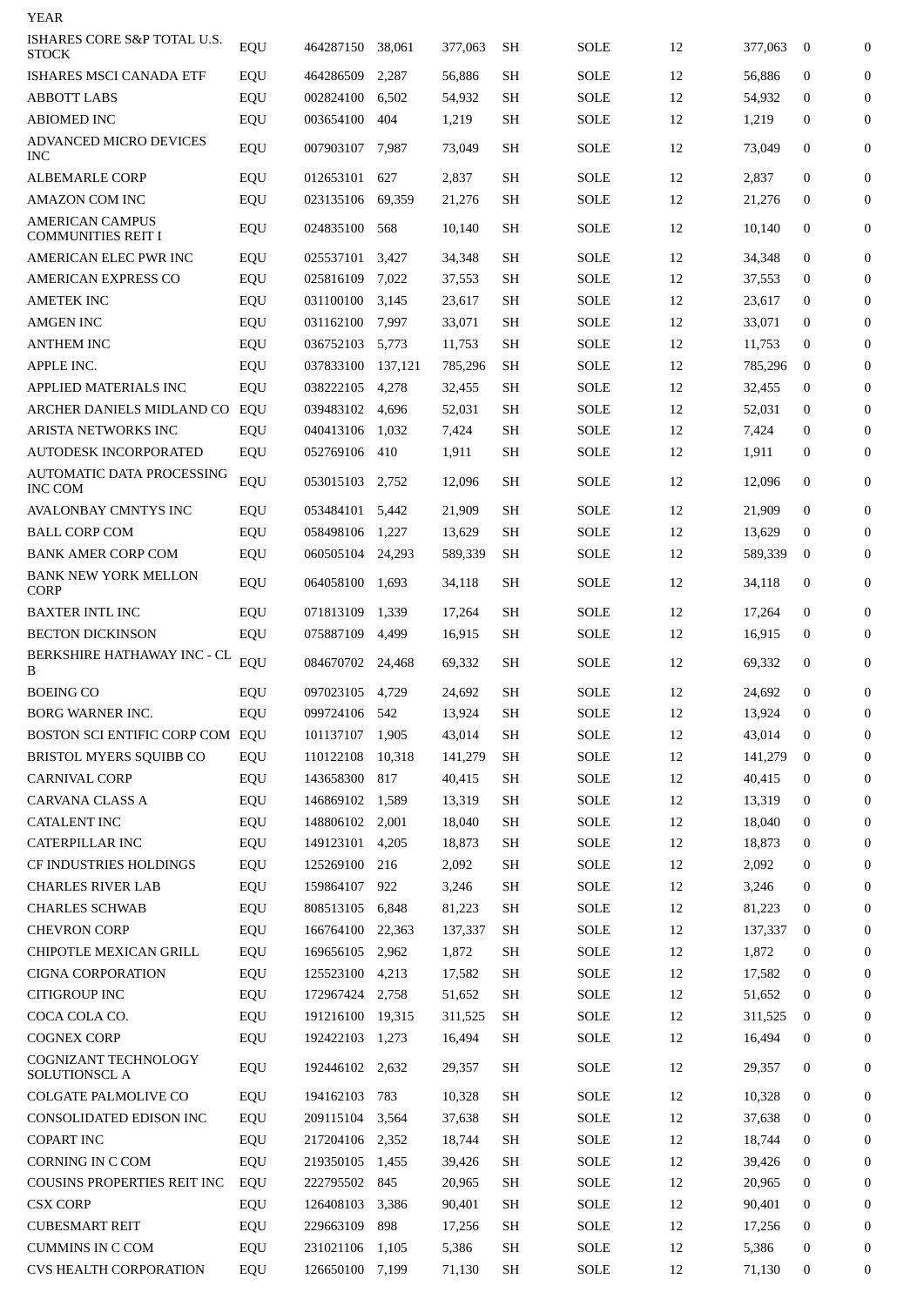YEAR

| | | | | | | | | | | |
|---|---|---|---|---|---|---|---|---|---|---|
| ISHARES CORE S&P TOTAL U.S. STOCK | EQU | 464287150 | 38,061 | 377,063 | SH | SOLE | 12 | 377,063 | 0 | 0 |
| ISHARES MSCI CANADA ETF | EQU | 464286509 | 2,287 | 56,886 | SH | SOLE | 12 | 56,886 | 0 | 0 |
| ABBOTT LABS | EQU | 002824100 | 6,502 | 54,932 | SH | SOLE | 12 | 54,932 | 0 | 0 |
| ABIOMED INC | EQU | 003654100 | 404 | 1,219 | SH | SOLE | 12 | 1,219 | 0 | 0 |
| ADVANCED MICRO DEVICES INC | EQU | 007903107 | 7,987 | 73,049 | SH | SOLE | 12 | 73,049 | 0 | 0 |
| ALBEMARLE CORP | EQU | 012653101 | 627 | 2,837 | SH | SOLE | 12 | 2,837 | 0 | 0 |
| AMAZON COM INC | EQU | 023135106 | 69,359 | 21,276 | SH | SOLE | 12 | 21,276 | 0 | 0 |
| AMERICAN CAMPUS COMMUNITIES REIT I | EQU | 024835100 | 568 | 10,140 | SH | SOLE | 12 | 10,140 | 0 | 0 |
| AMERICAN ELEC PWR INC | EQU | 025537101 | 3,427 | 34,348 | SH | SOLE | 12 | 34,348 | 0 | 0 |
| AMERICAN EXPRESS CO | EQU | 025816109 | 7,022 | 37,553 | SH | SOLE | 12 | 37,553 | 0 | 0 |
| AMETEK INC | EQU | 031100100 | 3,145 | 23,617 | SH | SOLE | 12 | 23,617 | 0 | 0 |
| AMGEN INC | EQU | 031162100 | 7,997 | 33,071 | SH | SOLE | 12 | 33,071 | 0 | 0 |
| ANTHEM INC | EQU | 036752103 | 5,773 | 11,753 | SH | SOLE | 12 | 11,753 | 0 | 0 |
| APPLE INC. | EQU | 037833100 | 137,121 | 785,296 | SH | SOLE | 12 | 785,296 | 0 | 0 |
| APPLIED MATERIALS INC | EQU | 038222105 | 4,278 | 32,455 | SH | SOLE | 12 | 32,455 | 0 | 0 |
| ARCHER DANIELS MIDLAND CO | EQU | 039483102 | 4,696 | 52,031 | SH | SOLE | 12 | 52,031 | 0 | 0 |
| ARISTA NETWORKS INC | EQU | 040413106 | 1,032 | 7,424 | SH | SOLE | 12 | 7,424 | 0 | 0 |
| AUTODESK INCORPORATED | EQU | 052769106 | 410 | 1,911 | SH | SOLE | 12 | 1,911 | 0 | 0 |
| AUTOMATIC DATA PROCESSING INC COM | EQU | 053015103 | 2,752 | 12,096 | SH | SOLE | 12 | 12,096 | 0 | 0 |
| AVALONBAY CMNTYS INC | EQU | 053484101 | 5,442 | 21,909 | SH | SOLE | 12 | 21,909 | 0 | 0 |
| BALL CORP COM | EQU | 058498106 | 1,227 | 13,629 | SH | SOLE | 12 | 13,629 | 0 | 0 |
| BANK AMER CORP COM | EQU | 060505104 | 24,293 | 589,339 | SH | SOLE | 12 | 589,339 | 0 | 0 |
| BANK NEW YORK MELLON CORP | EQU | 064058100 | 1,693 | 34,118 | SH | SOLE | 12 | 34,118 | 0 | 0 |
| BAXTER INTL INC | EQU | 071813109 | 1,339 | 17,264 | SH | SOLE | 12 | 17,264 | 0 | 0 |
| BECTON DICKINSON | EQU | 075887109 | 4,499 | 16,915 | SH | SOLE | 12 | 16,915 | 0 | 0 |
| BERKSHIRE HATHAWAY INC - CL B | EQU | 084670702 | 24,468 | 69,332 | SH | SOLE | 12 | 69,332 | 0 | 0 |
| BOEING CO | EQU | 097023105 | 4,729 | 24,692 | SH | SOLE | 12 | 24,692 | 0 | 0 |
| BORG WARNER INC. | EQU | 099724106 | 542 | 13,924 | SH | SOLE | 12 | 13,924 | 0 | 0 |
| BOSTON SCI ENTIFIC CORP COM | EQU | 101137107 | 1,905 | 43,014 | SH | SOLE | 12 | 43,014 | 0 | 0 |
| BRISTOL MYERS SQUIBB CO | EQU | 110122108 | 10,318 | 141,279 | SH | SOLE | 12 | 141,279 | 0 | 0 |
| CARNIVAL CORP | EQU | 143658300 | 817 | 40,415 | SH | SOLE | 12 | 40,415 | 0 | 0 |
| CARVANA CLASS A | EQU | 146869102 | 1,589 | 13,319 | SH | SOLE | 12 | 13,319 | 0 | 0 |
| CATALENT INC | EQU | 148806102 | 2,001 | 18,040 | SH | SOLE | 12 | 18,040 | 0 | 0 |
| CATERPILLAR INC | EQU | 149123101 | 4,205 | 18,873 | SH | SOLE | 12 | 18,873 | 0 | 0 |
| CF INDUSTRIES HOLDINGS | EQU | 125269100 | 216 | 2,092 | SH | SOLE | 12 | 2,092 | 0 | 0 |
| CHARLES RIVER LAB | EQU | 159864107 | 922 | 3,246 | SH | SOLE | 12 | 3,246 | 0 | 0 |
| CHARLES SCHWAB | EQU | 808513105 | 6,848 | 81,223 | SH | SOLE | 12 | 81,223 | 0 | 0 |
| CHEVRON CORP | EQU | 166764100 | 22,363 | 137,337 | SH | SOLE | 12 | 137,337 | 0 | 0 |
| CHIPOTLE MEXICAN GRILL | EQU | 169656105 | 2,962 | 1,872 | SH | SOLE | 12 | 1,872 | 0 | 0 |
| CIGNA CORPORATION | EQU | 125523100 | 4,213 | 17,582 | SH | SOLE | 12 | 17,582 | 0 | 0 |
| CITIGROUP INC | EQU | 172967424 | 2,758 | 51,652 | SH | SOLE | 12 | 51,652 | 0 | 0 |
| COCA COLA CO. | EQU | 191216100 | 19,315 | 311,525 | SH | SOLE | 12 | 311,525 | 0 | 0 |
| COGNEX CORP | EQU | 192422103 | 1,273 | 16,494 | SH | SOLE | 12 | 16,494 | 0 | 0 |
| COGNIZANT TECHNOLOGY SOLUTIONSCL A | EQU | 192446102 | 2,632 | 29,357 | SH | SOLE | 12 | 29,357 | 0 | 0 |
| COLGATE PALMOLIVE CO | EQU | 194162103 | 783 | 10,328 | SH | SOLE | 12 | 10,328 | 0 | 0 |
| CONSOLIDATED EDISON INC | EQU | 209115104 | 3,564 | 37,638 | SH | SOLE | 12 | 37,638 | 0 | 0 |
| COPART INC | EQU | 217204106 | 2,352 | 18,744 | SH | SOLE | 12 | 18,744 | 0 | 0 |
| CORNING IN C COM | EQU | 219350105 | 1,455 | 39,426 | SH | SOLE | 12 | 39,426 | 0 | 0 |
| COUSINS PROPERTIES REIT INC | EQU | 222795502 | 845 | 20,965 | SH | SOLE | 12 | 20,965 | 0 | 0 |
| CSX CORP | EQU | 126408103 | 3,386 | 90,401 | SH | SOLE | 12 | 90,401 | 0 | 0 |
| CUBESMART REIT | EQU | 229663109 | 898 | 17,256 | SH | SOLE | 12 | 17,256 | 0 | 0 |
| CUMMINS IN C COM | EQU | 231021106 | 1,105 | 5,386 | SH | SOLE | 12 | 5,386 | 0 | 0 |
| CVS HEALTH CORPORATION | EQU | 126650100 | 7,199 | 71,130 | SH | SOLE | 12 | 71,130 | 0 | 0 |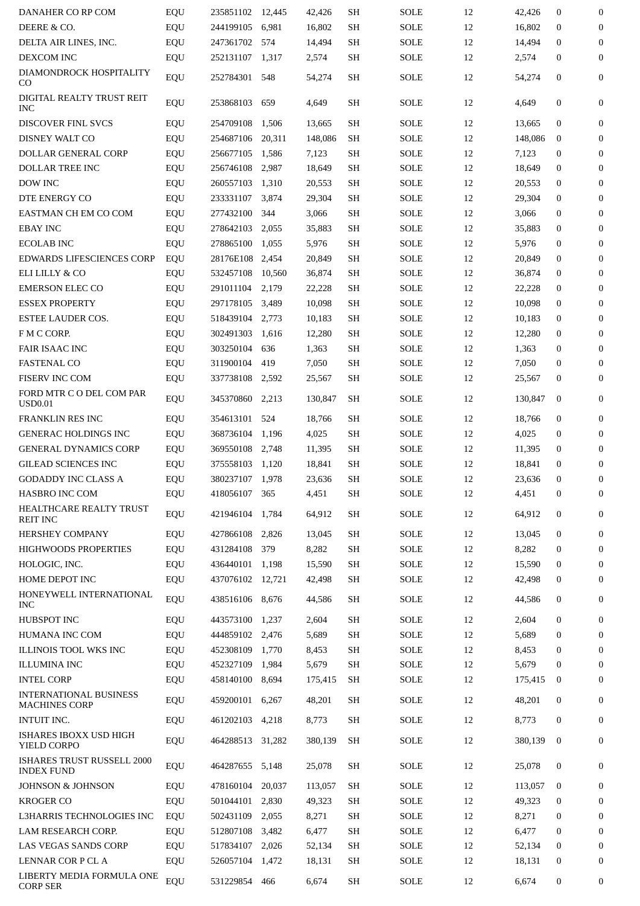| | | | | | | | | | | |
|---|---|---|---|---|---|---|---|---|---|---|
| DANAHER CO RP COM | EQU | 235851102 | 12,445 | 42,426 | SH | SOLE | 12 | 42,426 | 0 | 0 |
| DEERE & CO. | EQU | 244199105 | 6,981 | 16,802 | SH | SOLE | 12 | 16,802 | 0 | 0 |
| DELTA AIR LINES, INC. | EQU | 247361702 | 574 | 14,494 | SH | SOLE | 12 | 14,494 | 0 | 0 |
| DEXCOM INC | EQU | 252131107 | 1,317 | 2,574 | SH | SOLE | 12 | 2,574 | 0 | 0 |
| DIAMONDROCK HOSPITALITY CO | EQU | 252784301 | 548 | 54,274 | SH | SOLE | 12 | 54,274 | 0 | 0 |
| DIGITAL REALTY TRUST REIT INC | EQU | 253868103 | 659 | 4,649 | SH | SOLE | 12 | 4,649 | 0 | 0 |
| DISCOVER FINL SVCS | EQU | 254709108 | 1,506 | 13,665 | SH | SOLE | 12 | 13,665 | 0 | 0 |
| DISNEY WALT CO | EQU | 254687106 | 20,311 | 148,086 | SH | SOLE | 12 | 148,086 | 0 | 0 |
| DOLLAR GENERAL CORP | EQU | 256677105 | 1,586 | 7,123 | SH | SOLE | 12 | 7,123 | 0 | 0 |
| DOLLAR TREE INC | EQU | 256746108 | 2,987 | 18,649 | SH | SOLE | 12 | 18,649 | 0 | 0 |
| DOW INC | EQU | 260557103 | 1,310 | 20,553 | SH | SOLE | 12 | 20,553 | 0 | 0 |
| DTE ENERGY CO | EQU | 233331107 | 3,874 | 29,304 | SH | SOLE | 12 | 29,304 | 0 | 0 |
| EASTMAN CH EM CO COM | EQU | 277432100 | 344 | 3,066 | SH | SOLE | 12 | 3,066 | 0 | 0 |
| EBAY INC | EQU | 278642103 | 2,055 | 35,883 | SH | SOLE | 12 | 35,883 | 0 | 0 |
| ECOLAB INC | EQU | 278865100 | 1,055 | 5,976 | SH | SOLE | 12 | 5,976 | 0 | 0 |
| EDWARDS LIFESCIENCES CORP | EQU | 28176E108 | 2,454 | 20,849 | SH | SOLE | 12 | 20,849 | 0 | 0 |
| ELI LILLY & CO | EQU | 532457108 | 10,560 | 36,874 | SH | SOLE | 12 | 36,874 | 0 | 0 |
| EMERSON ELEC CO | EQU | 291011104 | 2,179 | 22,228 | SH | SOLE | 12 | 22,228 | 0 | 0 |
| ESSEX PROPERTY | EQU | 297178105 | 3,489 | 10,098 | SH | SOLE | 12 | 10,098 | 0 | 0 |
| ESTEE LAUDER COS. | EQU | 518439104 | 2,773 | 10,183 | SH | SOLE | 12 | 10,183 | 0 | 0 |
| F M C CORP. | EQU | 302491303 | 1,616 | 12,280 | SH | SOLE | 12 | 12,280 | 0 | 0 |
| FAIR ISAAC INC | EQU | 303250104 | 636 | 1,363 | SH | SOLE | 12 | 1,363 | 0 | 0 |
| FASTENAL CO | EQU | 311900104 | 419 | 7,050 | SH | SOLE | 12 | 7,050 | 0 | 0 |
| FISERV INC COM | EQU | 337738108 | 2,592 | 25,567 | SH | SOLE | 12 | 25,567 | 0 | 0 |
| FORD MTR C O DEL COM PAR USD0.01 | EQU | 345370860 | 2,213 | 130,847 | SH | SOLE | 12 | 130,847 | 0 | 0 |
| FRANKLIN RES INC | EQU | 354613101 | 524 | 18,766 | SH | SOLE | 12 | 18,766 | 0 | 0 |
| GENERAC HOLDINGS INC | EQU | 368736104 | 1,196 | 4,025 | SH | SOLE | 12 | 4,025 | 0 | 0 |
| GENERAL DYNAMICS CORP | EQU | 369550108 | 2,748 | 11,395 | SH | SOLE | 12 | 11,395 | 0 | 0 |
| GILEAD SCIENCES INC | EQU | 375558103 | 1,120 | 18,841 | SH | SOLE | 12 | 18,841 | 0 | 0 |
| GODADDY INC CLASS A | EQU | 380237107 | 1,978 | 23,636 | SH | SOLE | 12 | 23,636 | 0 | 0 |
| HASBRO INC COM | EQU | 418056107 | 365 | 4,451 | SH | SOLE | 12 | 4,451 | 0 | 0 |
| HEALTHCARE REALTY TRUST REIT INC | EQU | 421946104 | 1,784 | 64,912 | SH | SOLE | 12 | 64,912 | 0 | 0 |
| HERSHEY COMPANY | EQU | 427866108 | 2,826 | 13,045 | SH | SOLE | 12 | 13,045 | 0 | 0 |
| HIGHWOODS PROPERTIES | EQU | 431284108 | 379 | 8,282 | SH | SOLE | 12 | 8,282 | 0 | 0 |
| HOLOGIC, INC. | EQU | 436440101 | 1,198 | 15,590 | SH | SOLE | 12 | 15,590 | 0 | 0 |
| HOME DEPOT INC | EQU | 437076102 | 12,721 | 42,498 | SH | SOLE | 12 | 42,498 | 0 | 0 |
| HONEYWELL INTERNATIONAL INC | EQU | 438516106 | 8,676 | 44,586 | SH | SOLE | 12 | 44,586 | 0 | 0 |
| HUBSPOT INC | EQU | 443573100 | 1,237 | 2,604 | SH | SOLE | 12 | 2,604 | 0 | 0 |
| HUMANA INC COM | EQU | 444859102 | 2,476 | 5,689 | SH | SOLE | 12 | 5,689 | 0 | 0 |
| ILLINOIS TOOL WKS INC | EQU | 452308109 | 1,770 | 8,453 | SH | SOLE | 12 | 8,453 | 0 | 0 |
| ILLUMINA INC | EQU | 452327109 | 1,984 | 5,679 | SH | SOLE | 12 | 5,679 | 0 | 0 |
| INTEL CORP | EQU | 458140100 | 8,694 | 175,415 | SH | SOLE | 12 | 175,415 | 0 | 0 |
| INTERNATIONAL BUSINESS MACHINES CORP | EQU | 459200101 | 6,267 | 48,201 | SH | SOLE | 12 | 48,201 | 0 | 0 |
| INTUIT INC. | EQU | 461202103 | 4,218 | 8,773 | SH | SOLE | 12 | 8,773 | 0 | 0 |
| ISHARES IBOXX USD HIGH YIELD CORPO | EQU | 464288513 | 31,282 | 380,139 | SH | SOLE | 12 | 380,139 | 0 | 0 |
| ISHARES TRUST RUSSELL 2000 INDEX FUND | EQU | 464287655 | 5,148 | 25,078 | SH | SOLE | 12 | 25,078 | 0 | 0 |
| JOHNSON & JOHNSON | EQU | 478160104 | 20,037 | 113,057 | SH | SOLE | 12 | 113,057 | 0 | 0 |
| KROGER CO | EQU | 501044101 | 2,830 | 49,323 | SH | SOLE | 12 | 49,323 | 0 | 0 |
| L3HARRIS TECHNOLOGIES INC | EQU | 502431109 | 2,055 | 8,271 | SH | SOLE | 12 | 8,271 | 0 | 0 |
| LAM RESEARCH CORP. | EQU | 512807108 | 3,482 | 6,477 | SH | SOLE | 12 | 6,477 | 0 | 0 |
| LAS VEGAS SANDS CORP | EQU | 517834107 | 2,026 | 52,134 | SH | SOLE | 12 | 52,134 | 0 | 0 |
| LENNAR COR P CL A | EQU | 526057104 | 1,472 | 18,131 | SH | SOLE | 12 | 18,131 | 0 | 0 |
| LIBERTY MEDIA FORMULA ONE CORP SER | EQU | 531229854 | 466 | 6,674 | SH | SOLE | 12 | 6,674 | 0 | 0 |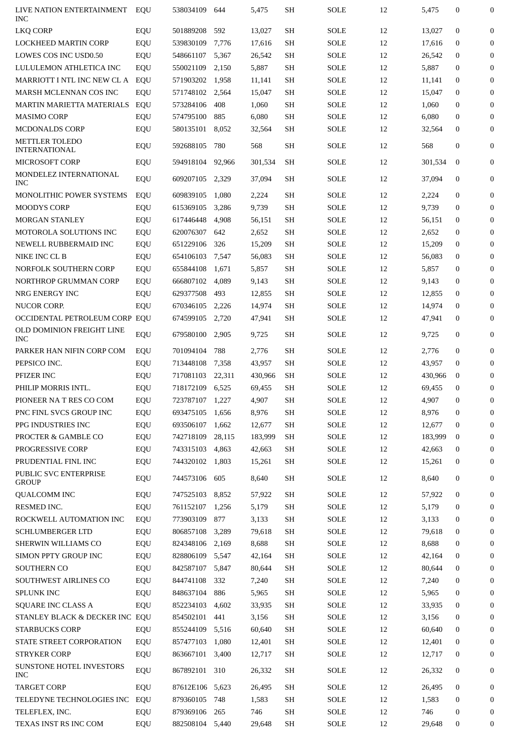| | | | | | | | | | | |
|---|---|---|---|---|---|---|---|---|---|---|
| LIVE NATION ENTERTAINMENT INC | EQU | 538034109 | 644 | 5,475 | SH | SOLE | 12 | 5,475 | 0 | 0 |
| LKQ CORP | EQU | 501889208 | 592 | 13,027 | SH | SOLE | 12 | 13,027 | 0 | 0 |
| LOCKHEED MARTIN CORP | EQU | 539830109 | 7,776 | 17,616 | SH | SOLE | 12 | 17,616 | 0 | 0 |
| LOWES COS INC USD0.50 | EQU | 548661107 | 5,367 | 26,542 | SH | SOLE | 12 | 26,542 | 0 | 0 |
| LULULEMON ATHLETICA INC | EQU | 550021109 | 2,150 | 5,887 | SH | SOLE | 12 | 5,887 | 0 | 0 |
| MARRIOTT I NTL INC NEW CL A | EQU | 571903202 | 1,958 | 11,141 | SH | SOLE | 12 | 11,141 | 0 | 0 |
| MARSH MCLENNAN COS INC | EQU | 571748102 | 2,564 | 15,047 | SH | SOLE | 12 | 15,047 | 0 | 0 |
| MARTIN MARIETTA MATERIALS | EQU | 573284106 | 408 | 1,060 | SH | SOLE | 12 | 1,060 | 0 | 0 |
| MASIMO CORP | EQU | 574795100 | 885 | 6,080 | SH | SOLE | 12 | 6,080 | 0 | 0 |
| MCDONALDS CORP | EQU | 580135101 | 8,052 | 32,564 | SH | SOLE | 12 | 32,564 | 0 | 0 |
| METTLER TOLEDO INTERNATIONAL | EQU | 592688105 | 780 | 568 | SH | SOLE | 12 | 568 | 0 | 0 |
| MICROSOFT CORP | EQU | 594918104 | 92,966 | 301,534 | SH | SOLE | 12 | 301,534 | 0 | 0 |
| MONDELEZ INTERNATIONAL INC | EQU | 609207105 | 2,329 | 37,094 | SH | SOLE | 12 | 37,094 | 0 | 0 |
| MONOLITHIC POWER SYSTEMS | EQU | 609839105 | 1,080 | 2,224 | SH | SOLE | 12 | 2,224 | 0 | 0 |
| MOODYS CORP | EQU | 615369105 | 3,286 | 9,739 | SH | SOLE | 12 | 9,739 | 0 | 0 |
| MORGAN STANLEY | EQU | 617446448 | 4,908 | 56,151 | SH | SOLE | 12 | 56,151 | 0 | 0 |
| MOTOROLA SOLUTIONS INC | EQU | 620076307 | 642 | 2,652 | SH | SOLE | 12 | 2,652 | 0 | 0 |
| NEWELL RUBBERMAID INC | EQU | 651229106 | 326 | 15,209 | SH | SOLE | 12 | 15,209 | 0 | 0 |
| NIKE INC CL B | EQU | 654106103 | 7,547 | 56,083 | SH | SOLE | 12 | 56,083 | 0 | 0 |
| NORFOLK SOUTHERN CORP | EQU | 655844108 | 1,671 | 5,857 | SH | SOLE | 12 | 5,857 | 0 | 0 |
| NORTHROP GRUMMAN CORP | EQU | 666807102 | 4,089 | 9,143 | SH | SOLE | 12 | 9,143 | 0 | 0 |
| NRG ENERGY INC | EQU | 629377508 | 493 | 12,855 | SH | SOLE | 12 | 12,855 | 0 | 0 |
| NUCOR CORP. | EQU | 670346105 | 2,226 | 14,974 | SH | SOLE | 12 | 14,974 | 0 | 0 |
| OCCIDENTAL PETROLEUM CORP | EQU | 674599105 | 2,720 | 47,941 | SH | SOLE | 12 | 47,941 | 0 | 0 |
| OLD DOMINION FREIGHT LINE INC | EQU | 679580100 | 2,905 | 9,725 | SH | SOLE | 12 | 9,725 | 0 | 0 |
| PARKER HAN NIFIN CORP COM | EQU | 701094104 | 788 | 2,776 | SH | SOLE | 12 | 2,776 | 0 | 0 |
| PEPSICO INC. | EQU | 713448108 | 7,358 | 43,957 | SH | SOLE | 12 | 43,957 | 0 | 0 |
| PFIZER INC | EQU | 717081103 | 22,311 | 430,966 | SH | SOLE | 12 | 430,966 | 0 | 0 |
| PHILIP MORRIS INTL. | EQU | 718172109 | 6,525 | 69,455 | SH | SOLE | 12 | 69,455 | 0 | 0 |
| PIONEER NA T RES CO COM | EQU | 723787107 | 1,227 | 4,907 | SH | SOLE | 12 | 4,907 | 0 | 0 |
| PNC FINL SVCS GROUP INC | EQU | 693475105 | 1,656 | 8,976 | SH | SOLE | 12 | 8,976 | 0 | 0 |
| PPG INDUSTRIES INC | EQU | 693506107 | 1,662 | 12,677 | SH | SOLE | 12 | 12,677 | 0 | 0 |
| PROCTER & GAMBLE CO | EQU | 742718109 | 28,115 | 183,999 | SH | SOLE | 12 | 183,999 | 0 | 0 |
| PROGRESSIVE CORP | EQU | 743315103 | 4,863 | 42,663 | SH | SOLE | 12 | 42,663 | 0 | 0 |
| PRUDENTIAL FINL INC | EQU | 744320102 | 1,803 | 15,261 | SH | SOLE | 12 | 15,261 | 0 | 0 |
| PUBLIC SVC ENTERPRISE GROUP | EQU | 744573106 | 605 | 8,640 | SH | SOLE | 12 | 8,640 | 0 | 0 |
| QUALCOMM INC | EQU | 747525103 | 8,852 | 57,922 | SH | SOLE | 12 | 57,922 | 0 | 0 |
| RESMED INC. | EQU | 761152107 | 1,256 | 5,179 | SH | SOLE | 12 | 5,179 | 0 | 0 |
| ROCKWELL AUTOMATION INC | EQU | 773903109 | 877 | 3,133 | SH | SOLE | 12 | 3,133 | 0 | 0 |
| SCHLUMBERGER LTD | EQU | 806857108 | 3,289 | 79,618 | SH | SOLE | 12 | 79,618 | 0 | 0 |
| SHERWIN WILLIAMS CO | EQU | 824348106 | 2,169 | 8,688 | SH | SOLE | 12 | 8,688 | 0 | 0 |
| SIMON PPTY GROUP INC | EQU | 828806109 | 5,547 | 42,164 | SH | SOLE | 12 | 42,164 | 0 | 0 |
| SOUTHERN CO | EQU | 842587107 | 5,847 | 80,644 | SH | SOLE | 12 | 80,644 | 0 | 0 |
| SOUTHWEST AIRLINES CO | EQU | 844741108 | 332 | 7,240 | SH | SOLE | 12 | 7,240 | 0 | 0 |
| SPLUNK INC | EQU | 848637104 | 886 | 5,965 | SH | SOLE | 12 | 5,965 | 0 | 0 |
| SQUARE INC CLASS A | EQU | 852234103 | 4,602 | 33,935 | SH | SOLE | 12 | 33,935 | 0 | 0 |
| STANLEY BLACK & DECKER INC | EQU | 854502101 | 441 | 3,156 | SH | SOLE | 12 | 3,156 | 0 | 0 |
| STARBUCKS CORP | EQU | 855244109 | 5,516 | 60,640 | SH | SOLE | 12 | 60,640 | 0 | 0 |
| STATE STREET CORPORATION | EQU | 857477103 | 1,080 | 12,401 | SH | SOLE | 12 | 12,401 | 0 | 0 |
| STRYKER CORP | EQU | 863667101 | 3,400 | 12,717 | SH | SOLE | 12 | 12,717 | 0 | 0 |
| SUNSTONE HOTEL INVESTORS INC | EQU | 867892101 | 310 | 26,332 | SH | SOLE | 12 | 26,332 | 0 | 0 |
| TARGET CORP | EQU | 87612E106 | 5,623 | 26,495 | SH | SOLE | 12 | 26,495 | 0 | 0 |
| TELEDYNE TECHNOLOGIES INC | EQU | 879360105 | 748 | 1,583 | SH | SOLE | 12 | 1,583 | 0 | 0 |
| TELEFLEX, INC. | EQU | 879369106 | 265 | 746 | SH | SOLE | 12 | 746 | 0 | 0 |
| TEXAS INST RS INC COM | EQU | 882508104 | 5,440 | 29,648 | SH | SOLE | 12 | 29,648 | 0 | 0 |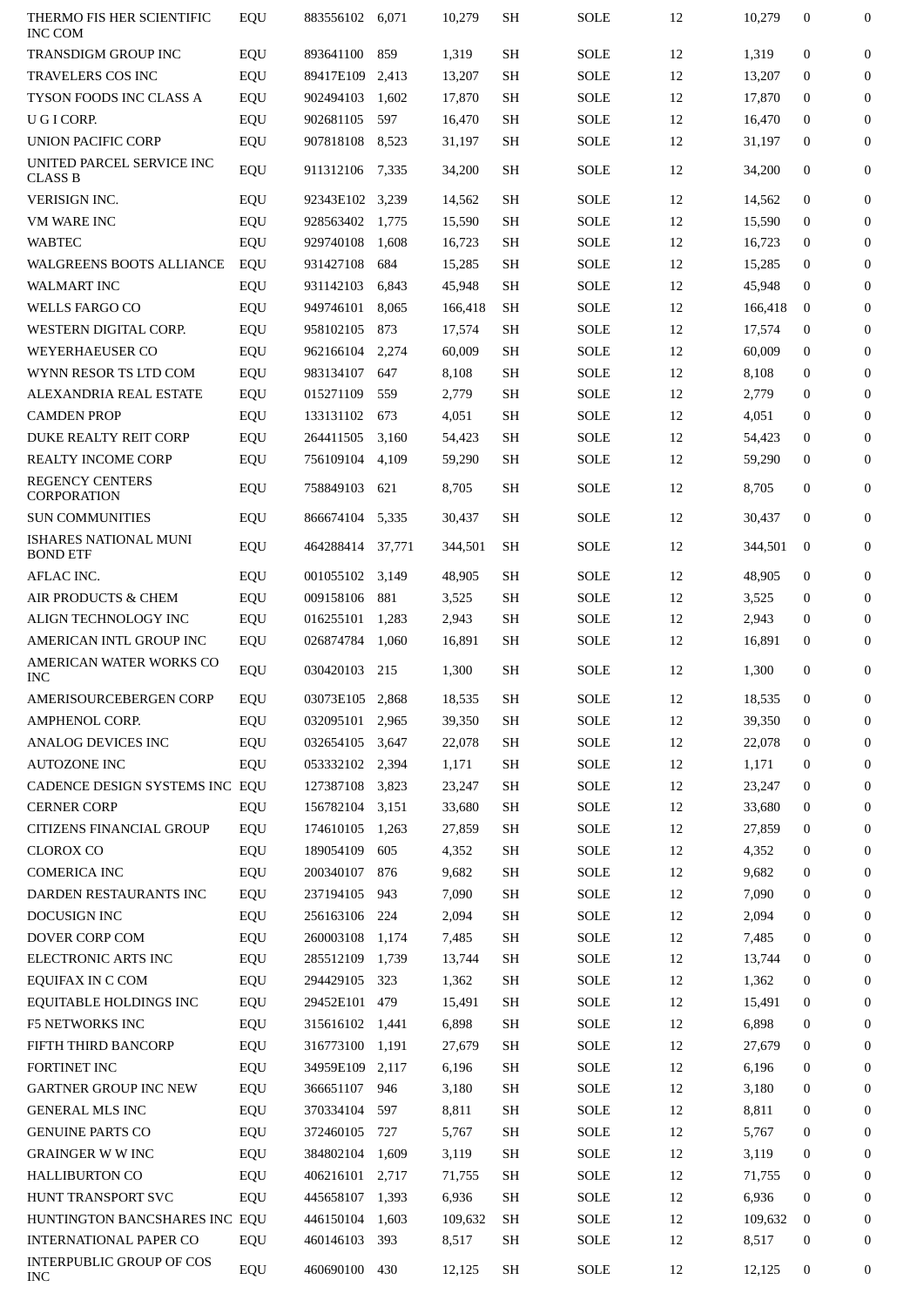| | | | | | | | | | | | |
|---|---|---|---|---|---|---|---|---|---|---|---|
| THERMO FIS HER SCIENTIFIC INC COM | EQU | 883556102 | 6,071 | 10,279 | SH | | SOLE | 12 | 10,279 | 0 | 0 |
| TRANSDIGM GROUP INC | EQU | 893641100 | 859 | 1,319 | SH | | SOLE | 12 | 1,319 | 0 | 0 |
| TRAVELERS COS INC | EQU | 89417E109 | 2,413 | 13,207 | SH | | SOLE | 12 | 13,207 | 0 | 0 |
| TYSON FOODS INC CLASS A | EQU | 902494103 | 1,602 | 17,870 | SH | | SOLE | 12 | 17,870 | 0 | 0 |
| U G I CORP. | EQU | 902681105 | 597 | 16,470 | SH | | SOLE | 12 | 16,470 | 0 | 0 |
| UNION PACIFIC CORP | EQU | 907818108 | 8,523 | 31,197 | SH | | SOLE | 12 | 31,197 | 0 | 0 |
| UNITED PARCEL SERVICE INC CLASS B | EQU | 911312106 | 7,335 | 34,200 | SH | | SOLE | 12 | 34,200 | 0 | 0 |
| VERISIGN INC. | EQU | 92343E102 | 3,239 | 14,562 | SH | | SOLE | 12 | 14,562 | 0 | 0 |
| VM WARE INC | EQU | 928563402 | 1,775 | 15,590 | SH | | SOLE | 12 | 15,590 | 0 | 0 |
| WABTEC | EQU | 929740108 | 1,608 | 16,723 | SH | | SOLE | 12 | 16,723 | 0 | 0 |
| WALGREENS BOOTS ALLIANCE | EQU | 931427108 | 684 | 15,285 | SH | | SOLE | 12 | 15,285 | 0 | 0 |
| WALMART INC | EQU | 931142103 | 6,843 | 45,948 | SH | | SOLE | 12 | 45,948 | 0 | 0 |
| WELLS FARGO CO | EQU | 949746101 | 8,065 | 166,418 | SH | | SOLE | 12 | 166,418 | 0 | 0 |
| WESTERN DIGITAL CORP. | EQU | 958102105 | 873 | 17,574 | SH | | SOLE | 12 | 17,574 | 0 | 0 |
| WEYERHAEUSER CO | EQU | 962166104 | 2,274 | 60,009 | SH | | SOLE | 12 | 60,009 | 0 | 0 |
| WYNN RESOR TS LTD COM | EQU | 983134107 | 647 | 8,108 | SH | | SOLE | 12 | 8,108 | 0 | 0 |
| ALEXANDRIA REAL ESTATE | EQU | 015271109 | 559 | 2,779 | SH | | SOLE | 12 | 2,779 | 0 | 0 |
| CAMDEN PROP | EQU | 133131102 | 673 | 4,051 | SH | | SOLE | 12 | 4,051 | 0 | 0 |
| DUKE REALTY REIT CORP | EQU | 264411505 | 3,160 | 54,423 | SH | | SOLE | 12 | 54,423 | 0 | 0 |
| REALTY INCOME CORP | EQU | 756109104 | 4,109 | 59,290 | SH | | SOLE | 12 | 59,290 | 0 | 0 |
| REGENCY CENTERS CORPORATION | EQU | 758849103 | 621 | 8,705 | SH | | SOLE | 12 | 8,705 | 0 | 0 |
| SUN COMMUNITIES | EQU | 866674104 | 5,335 | 30,437 | SH | | SOLE | 12 | 30,437 | 0 | 0 |
| ISHARES NATIONAL MUNI BOND ETF | EQU | 464288414 | 37,771 | 344,501 | SH | | SOLE | 12 | 344,501 | 0 | 0 |
| AFLAC INC. | EQU | 001055102 | 3,149 | 48,905 | SH | | SOLE | 12 | 48,905 | 0 | 0 |
| AIR PRODUCTS & CHEM | EQU | 009158106 | 881 | 3,525 | SH | | SOLE | 12 | 3,525 | 0 | 0 |
| ALIGN TECHNOLOGY INC | EQU | 016255101 | 1,283 | 2,943 | SH | | SOLE | 12 | 2,943 | 0 | 0 |
| AMERICAN INTL GROUP INC | EQU | 026874784 | 1,060 | 16,891 | SH | | SOLE | 12 | 16,891 | 0 | 0 |
| AMERICAN WATER WORKS CO INC | EQU | 030420103 | 215 | 1,300 | SH | | SOLE | 12 | 1,300 | 0 | 0 |
| AMERISOURCEBERGEN CORP | EQU | 03073E105 | 2,868 | 18,535 | SH | | SOLE | 12 | 18,535 | 0 | 0 |
| AMPHENOL CORP. | EQU | 032095101 | 2,965 | 39,350 | SH | | SOLE | 12 | 39,350 | 0 | 0 |
| ANALOG DEVICES INC | EQU | 032654105 | 3,647 | 22,078 | SH | | SOLE | 12 | 22,078 | 0 | 0 |
| AUTOZONE INC | EQU | 053332102 | 2,394 | 1,171 | SH | | SOLE | 12 | 1,171 | 0 | 0 |
| CADENCE DESIGN SYSTEMS INC | EQU | 127387108 | 3,823 | 23,247 | SH | | SOLE | 12 | 23,247 | 0 | 0 |
| CERNER CORP | EQU | 156782104 | 3,151 | 33,680 | SH | | SOLE | 12 | 33,680 | 0 | 0 |
| CITIZENS FINANCIAL GROUP | EQU | 174610105 | 1,263 | 27,859 | SH | | SOLE | 12 | 27,859 | 0 | 0 |
| CLOROX CO | EQU | 189054109 | 605 | 4,352 | SH | | SOLE | 12 | 4,352 | 0 | 0 |
| COMERICA INC | EQU | 200340107 | 876 | 9,682 | SH | | SOLE | 12 | 9,682 | 0 | 0 |
| DARDEN RESTAURANTS INC | EQU | 237194105 | 943 | 7,090 | SH | | SOLE | 12 | 7,090 | 0 | 0 |
| DOCUSIGN INC | EQU | 256163106 | 224 | 2,094 | SH | | SOLE | 12 | 2,094 | 0 | 0 |
| DOVER CORP COM | EQU | 260003108 | 1,174 | 7,485 | SH | | SOLE | 12 | 7,485 | 0 | 0 |
| ELECTRONIC ARTS INC | EQU | 285512109 | 1,739 | 13,744 | SH | | SOLE | 12 | 13,744 | 0 | 0 |
| EQUIFAX IN C COM | EQU | 294429105 | 323 | 1,362 | SH | | SOLE | 12 | 1,362 | 0 | 0 |
| EQUITABLE HOLDINGS INC | EQU | 29452E101 | 479 | 15,491 | SH | | SOLE | 12 | 15,491 | 0 | 0 |
| F5 NETWORKS INC | EQU | 315616102 | 1,441 | 6,898 | SH | | SOLE | 12 | 6,898 | 0 | 0 |
| FIFTH THIRD BANCORP | EQU | 316773100 | 1,191 | 27,679 | SH | | SOLE | 12 | 27,679 | 0 | 0 |
| FORTINET INC | EQU | 34959E109 | 2,117 | 6,196 | SH | | SOLE | 12 | 6,196 | 0 | 0 |
| GARTNER GROUP INC NEW | EQU | 366651107 | 946 | 3,180 | SH | | SOLE | 12 | 3,180 | 0 | 0 |
| GENERAL MLS INC | EQU | 370334104 | 597 | 8,811 | SH | | SOLE | 12 | 8,811 | 0 | 0 |
| GENUINE PARTS CO | EQU | 372460105 | 727 | 5,767 | SH | | SOLE | 12 | 5,767 | 0 | 0 |
| GRAINGER W W INC | EQU | 384802104 | 1,609 | 3,119 | SH | | SOLE | 12 | 3,119 | 0 | 0 |
| HALLIBURTON CO | EQU | 406216101 | 2,717 | 71,755 | SH | | SOLE | 12 | 71,755 | 0 | 0 |
| HUNT TRANSPORT SVC | EQU | 445658107 | 1,393 | 6,936 | SH | | SOLE | 12 | 6,936 | 0 | 0 |
| HUNTINGTON BANCSHARES INC | EQU | 446150104 | 1,603 | 109,632 | SH | | SOLE | 12 | 109,632 | 0 | 0 |
| INTERNATIONAL PAPER CO | EQU | 460146103 | 393 | 8,517 | SH | | SOLE | 12 | 8,517 | 0 | 0 |
| INTERPUBLIC GROUP OF COS INC | EQU | 460690100 | 430 | 12,125 | SH | | SOLE | 12 | 12,125 | 0 | 0 |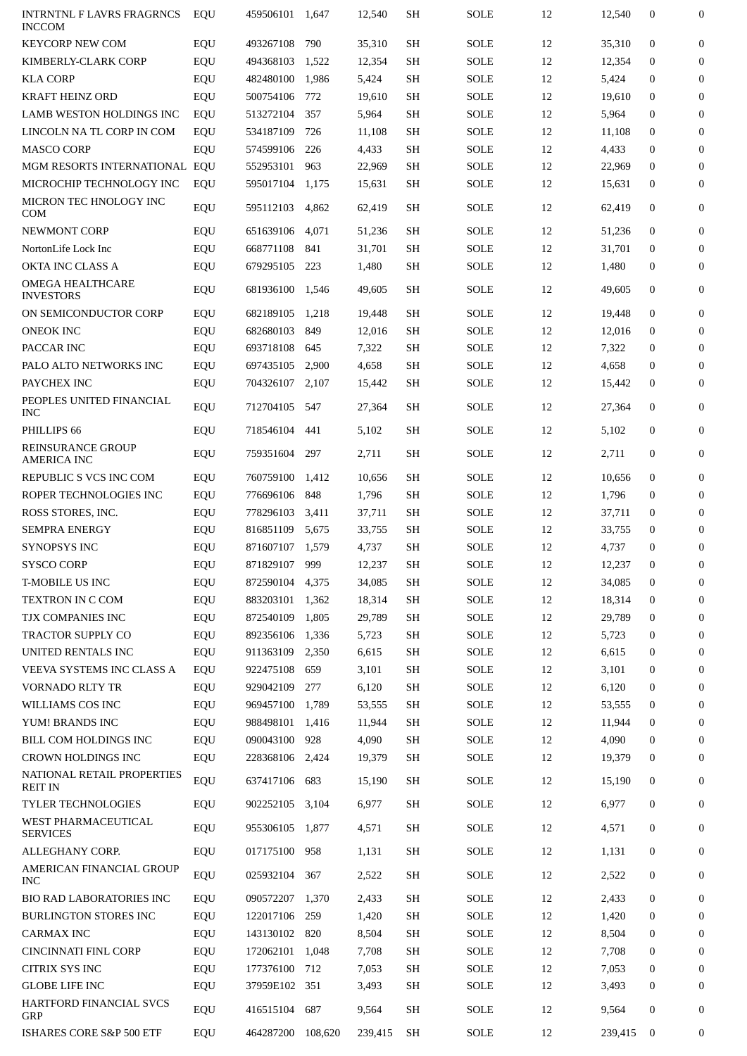| | | | | | | | | | | |
|---|---|---|---|---|---|---|---|---|---|---|
| INTRNTNL F LAVRS FRAGRNCS INCCOM | EQU | 459506101 | 1,647 | 12,540 | SH | SOLE | 12 | 12,540 | 0 | 0 |
| KEYCORP NEW COM | EQU | 493267108 | 790 | 35,310 | SH | SOLE | 12 | 35,310 | 0 | 0 |
| KIMBERLY-CLARK CORP | EQU | 494368103 | 1,522 | 12,354 | SH | SOLE | 12 | 12,354 | 0 | 0 |
| KLA CORP | EQU | 482480100 | 1,986 | 5,424 | SH | SOLE | 12 | 5,424 | 0 | 0 |
| KRAFT HEINZ ORD | EQU | 500754106 | 772 | 19,610 | SH | SOLE | 12 | 19,610 | 0 | 0 |
| LAMB WESTON HOLDINGS INC | EQU | 513272104 | 357 | 5,964 | SH | SOLE | 12 | 5,964 | 0 | 0 |
| LINCOLN NA TL CORP IN COM | EQU | 534187109 | 726 | 11,108 | SH | SOLE | 12 | 11,108 | 0 | 0 |
| MASCO CORP | EQU | 574599106 | 226 | 4,433 | SH | SOLE | 12 | 4,433 | 0 | 0 |
| MGM RESORTS INTERNATIONAL | EQU | 552953101 | 963 | 22,969 | SH | SOLE | 12 | 22,969 | 0 | 0 |
| MICROCHIP TECHNOLOGY INC | EQU | 595017104 | 1,175 | 15,631 | SH | SOLE | 12 | 15,631 | 0 | 0 |
| MICRON TEC HNOLOGY INC COM | EQU | 595112103 | 4,862 | 62,419 | SH | SOLE | 12 | 62,419 | 0 | 0 |
| NEWMONT CORP | EQU | 651639106 | 4,071 | 51,236 | SH | SOLE | 12 | 51,236 | 0 | 0 |
| NortonLife Lock Inc | EQU | 668771108 | 841 | 31,701 | SH | SOLE | 12 | 31,701 | 0 | 0 |
| OKTA INC CLASS A | EQU | 679295105 | 223 | 1,480 | SH | SOLE | 12 | 1,480 | 0 | 0 |
| OMEGA HEALTHCARE INVESTORS | EQU | 681936100 | 1,546 | 49,605 | SH | SOLE | 12 | 49,605 | 0 | 0 |
| ON SEMICONDUCTOR CORP | EQU | 682189105 | 1,218 | 19,448 | SH | SOLE | 12 | 19,448 | 0 | 0 |
| ONEOK INC | EQU | 682680103 | 849 | 12,016 | SH | SOLE | 12 | 12,016 | 0 | 0 |
| PACCAR INC | EQU | 693718108 | 645 | 7,322 | SH | SOLE | 12 | 7,322 | 0 | 0 |
| PALO ALTO NETWORKS INC | EQU | 697435105 | 2,900 | 4,658 | SH | SOLE | 12 | 4,658 | 0 | 0 |
| PAYCHEX INC | EQU | 704326107 | 2,107 | 15,442 | SH | SOLE | 12 | 15,442 | 0 | 0 |
| PEOPLES UNITED FINANCIAL INC | EQU | 712704105 | 547 | 27,364 | SH | SOLE | 12 | 27,364 | 0 | 0 |
| PHILLIPS 66 | EQU | 718546104 | 441 | 5,102 | SH | SOLE | 12 | 5,102 | 0 | 0 |
| REINSURANCE GROUP AMERICA INC | EQU | 759351604 | 297 | 2,711 | SH | SOLE | 12 | 2,711 | 0 | 0 |
| REPUBLIC S VCS INC COM | EQU | 760759100 | 1,412 | 10,656 | SH | SOLE | 12 | 10,656 | 0 | 0 |
| ROPER TECHNOLOGIES INC | EQU | 776696106 | 848 | 1,796 | SH | SOLE | 12 | 1,796 | 0 | 0 |
| ROSS STORES, INC. | EQU | 778296103 | 3,411 | 37,711 | SH | SOLE | 12 | 37,711 | 0 | 0 |
| SEMPRA ENERGY | EQU | 816851109 | 5,675 | 33,755 | SH | SOLE | 12 | 33,755 | 0 | 0 |
| SYNOPSYS INC | EQU | 871607107 | 1,579 | 4,737 | SH | SOLE | 12 | 4,737 | 0 | 0 |
| SYSCO CORP | EQU | 871829107 | 999 | 12,237 | SH | SOLE | 12 | 12,237 | 0 | 0 |
| T-MOBILE US INC | EQU | 872590104 | 4,375 | 34,085 | SH | SOLE | 12 | 34,085 | 0 | 0 |
| TEXTRON IN C COM | EQU | 883203101 | 1,362 | 18,314 | SH | SOLE | 12 | 18,314 | 0 | 0 |
| TJX COMPANIES INC | EQU | 872540109 | 1,805 | 29,789 | SH | SOLE | 12 | 29,789 | 0 | 0 |
| TRACTOR SUPPLY CO | EQU | 892356106 | 1,336 | 5,723 | SH | SOLE | 12 | 5,723 | 0 | 0 |
| UNITED RENTALS INC | EQU | 911363109 | 2,350 | 6,615 | SH | SOLE | 12 | 6,615 | 0 | 0 |
| VEEVA SYSTEMS INC CLASS A | EQU | 922475108 | 659 | 3,101 | SH | SOLE | 12 | 3,101 | 0 | 0 |
| VORNADO RLTY TR | EQU | 929042109 | 277 | 6,120 | SH | SOLE | 12 | 6,120 | 0 | 0 |
| WILLIAMS COS INC | EQU | 969457100 | 1,789 | 53,555 | SH | SOLE | 12 | 53,555 | 0 | 0 |
| YUM! BRANDS INC | EQU | 988498101 | 1,416 | 11,944 | SH | SOLE | 12 | 11,944 | 0 | 0 |
| BILL COM HOLDINGS INC | EQU | 090043100 | 928 | 4,090 | SH | SOLE | 12 | 4,090 | 0 | 0 |
| CROWN HOLDINGS INC | EQU | 228368106 | 2,424 | 19,379 | SH | SOLE | 12 | 19,379 | 0 | 0 |
| NATIONAL RETAIL PROPERTIES REIT IN | EQU | 637417106 | 683 | 15,190 | SH | SOLE | 12 | 15,190 | 0 | 0 |
| TYLER TECHNOLOGIES | EQU | 902252105 | 3,104 | 6,977 | SH | SOLE | 12 | 6,977 | 0 | 0 |
| WEST PHARMACEUTICAL SERVICES | EQU | 955306105 | 1,877 | 4,571 | SH | SOLE | 12 | 4,571 | 0 | 0 |
| ALLEGHANY CORP. | EQU | 017175100 | 958 | 1,131 | SH | SOLE | 12 | 1,131 | 0 | 0 |
| AMERICAN FINANCIAL GROUP INC | EQU | 025932104 | 367 | 2,522 | SH | SOLE | 12 | 2,522 | 0 | 0 |
| BIO RAD LABORATORIES INC | EQU | 090572207 | 1,370 | 2,433 | SH | SOLE | 12 | 2,433 | 0 | 0 |
| BURLINGTON STORES INC | EQU | 122017106 | 259 | 1,420 | SH | SOLE | 12 | 1,420 | 0 | 0 |
| CARMAX INC | EQU | 143130102 | 820 | 8,504 | SH | SOLE | 12 | 8,504 | 0 | 0 |
| CINCINNATI FINL CORP | EQU | 172062101 | 1,048 | 7,708 | SH | SOLE | 12 | 7,708 | 0 | 0 |
| CITRIX SYS INC | EQU | 177376100 | 712 | 7,053 | SH | SOLE | 12 | 7,053 | 0 | 0 |
| GLOBE LIFE INC | EQU | 37959E102 | 351 | 3,493 | SH | SOLE | 12 | 3,493 | 0 | 0 |
| HARTFORD FINANCIAL SVCS GRP | EQU | 416515104 | 687 | 9,564 | SH | SOLE | 12 | 9,564 | 0 | 0 |
| ISHARES CORE S&P 500 ETF | EQU | 464287200 | 108,620 | 239,415 | SH | SOLE | 12 | 239,415 | 0 | 0 |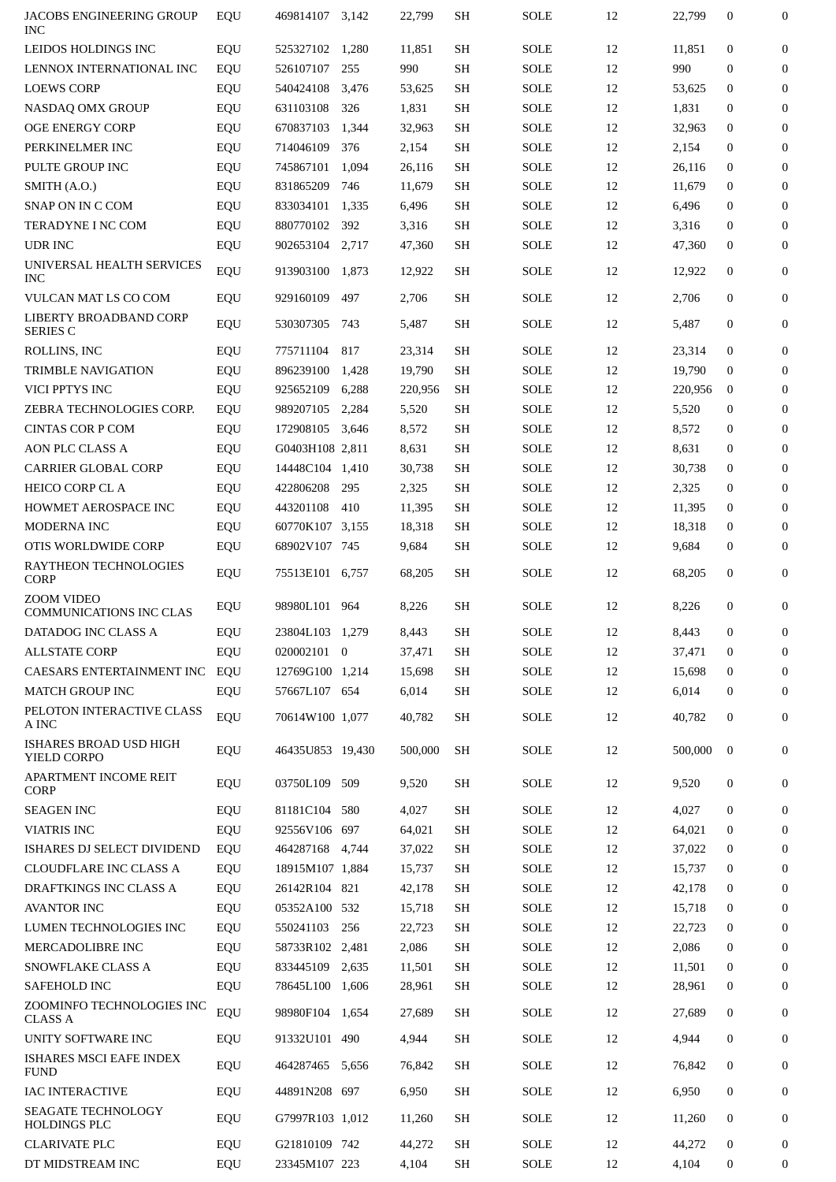| | | | | | | | | | | | |
|---|---|---|---|---|---|---|---|---|---|---|---|
| JACOBS ENGINEERING GROUP INC | EQU | 469814107 | 3,142 | 22,799 | SH | SOLE | 12 | 22,799 | 0 | 0 |
| LEIDOS HOLDINGS INC | EQU | 525327102 | 1,280 | 11,851 | SH | SOLE | 12 | 11,851 | 0 | 0 |
| LENNOX INTERNATIONAL INC | EQU | 526107107 | 255 | 990 | SH | SOLE | 12 | 990 | 0 | 0 |
| LOEWS CORP | EQU | 540424108 | 3,476 | 53,625 | SH | SOLE | 12 | 53,625 | 0 | 0 |
| NASDAQ OMX GROUP | EQU | 631103108 | 326 | 1,831 | SH | SOLE | 12 | 1,831 | 0 | 0 |
| OGE ENERGY CORP | EQU | 670837103 | 1,344 | 32,963 | SH | SOLE | 12 | 32,963 | 0 | 0 |
| PERKINELMER INC | EQU | 714046109 | 376 | 2,154 | SH | SOLE | 12 | 2,154 | 0 | 0 |
| PULTE GROUP INC | EQU | 745867101 | 1,094 | 26,116 | SH | SOLE | 12 | 26,116 | 0 | 0 |
| SMITH (A.O.) | EQU | 831865209 | 746 | 11,679 | SH | SOLE | 12 | 11,679 | 0 | 0 |
| SNAP ON IN C COM | EQU | 833034101 | 1,335 | 6,496 | SH | SOLE | 12 | 6,496 | 0 | 0 |
| TERADYNE I NC COM | EQU | 880770102 | 392 | 3,316 | SH | SOLE | 12 | 3,316 | 0 | 0 |
| UDR INC | EQU | 902653104 | 2,717 | 47,360 | SH | SOLE | 12 | 47,360 | 0 | 0 |
| UNIVERSAL HEALTH SERVICES INC | EQU | 913903100 | 1,873 | 12,922 | SH | SOLE | 12 | 12,922 | 0 | 0 |
| VULCAN MAT LS CO COM | EQU | 929160109 | 497 | 2,706 | SH | SOLE | 12 | 2,706 | 0 | 0 |
| LIBERTY BROADBAND CORP SERIES C | EQU | 530307305 | 743 | 5,487 | SH | SOLE | 12 | 5,487 | 0 | 0 |
| ROLLINS, INC | EQU | 775711104 | 817 | 23,314 | SH | SOLE | 12 | 23,314 | 0 | 0 |
| TRIMBLE NAVIGATION | EQU | 896239100 | 1,428 | 19,790 | SH | SOLE | 12 | 19,790 | 0 | 0 |
| VICI PPTYS INC | EQU | 925652109 | 6,288 | 220,956 | SH | SOLE | 12 | 220,956 | 0 | 0 |
| ZEBRA TECHNOLOGIES CORP. | EQU | 989207105 | 2,284 | 5,520 | SH | SOLE | 12 | 5,520 | 0 | 0 |
| CINTAS COR P COM | EQU | 172908105 | 3,646 | 8,572 | SH | SOLE | 12 | 8,572 | 0 | 0 |
| AON PLC CLASS A | EQU | G0403H108 | 2,811 | 8,631 | SH | SOLE | 12 | 8,631 | 0 | 0 |
| CARRIER GLOBAL CORP | EQU | 14448C104 | 1,410 | 30,738 | SH | SOLE | 12 | 30,738 | 0 | 0 |
| HEICO CORP CL A | EQU | 422806208 | 295 | 2,325 | SH | SOLE | 12 | 2,325 | 0 | 0 |
| HOWMET AEROSPACE INC | EQU | 443201108 | 410 | 11,395 | SH | SOLE | 12 | 11,395 | 0 | 0 |
| MODERNA INC | EQU | 60770K107 | 3,155 | 18,318 | SH | SOLE | 12 | 18,318 | 0 | 0 |
| OTIS WORLDWIDE CORP | EQU | 68902V107 | 745 | 9,684 | SH | SOLE | 12 | 9,684 | 0 | 0 |
| RAYTHEON TECHNOLOGIES CORP | EQU | 75513E101 | 6,757 | 68,205 | SH | SOLE | 12 | 68,205 | 0 | 0 |
| ZOOM VIDEO COMMUNICATIONS INC CLAS | EQU | 98980L101 | 964 | 8,226 | SH | SOLE | 12 | 8,226 | 0 | 0 |
| DATADOG INC CLASS A | EQU | 23804L103 | 1,279 | 8,443 | SH | SOLE | 12 | 8,443 | 0 | 0 |
| ALLSTATE CORP | EQU | 020002101 | 0 | 37,471 | SH | SOLE | 12 | 37,471 | 0 | 0 |
| CAESARS ENTERTAINMENT INC | EQU | 12769G100 | 1,214 | 15,698 | SH | SOLE | 12 | 15,698 | 0 | 0 |
| MATCH GROUP INC | EQU | 57667L107 | 654 | 6,014 | SH | SOLE | 12 | 6,014 | 0 | 0 |
| PELOTON INTERACTIVE CLASS A INC | EQU | 70614W100 | 1,077 | 40,782 | SH | SOLE | 12 | 40,782 | 0 | 0 |
| ISHARES BROAD USD HIGH YIELD CORPO | EQU | 46435U853 | 19,430 | 500,000 | SH | SOLE | 12 | 500,000 | 0 | 0 |
| APARTMENT INCOME REIT CORP | EQU | 03750L109 | 509 | 9,520 | SH | SOLE | 12 | 9,520 | 0 | 0 |
| SEAGEN INC | EQU | 81181C104 | 580 | 4,027 | SH | SOLE | 12 | 4,027 | 0 | 0 |
| VIATRIS INC | EQU | 92556V106 | 697 | 64,021 | SH | SOLE | 12 | 64,021 | 0 | 0 |
| ISHARES DJ SELECT DIVIDEND | EQU | 464287168 | 4,744 | 37,022 | SH | SOLE | 12 | 37,022 | 0 | 0 |
| CLOUDFLARE INC CLASS A | EQU | 18915M107 | 1,884 | 15,737 | SH | SOLE | 12 | 15,737 | 0 | 0 |
| DRAFTKINGS INC CLASS A | EQU | 26142R104 | 821 | 42,178 | SH | SOLE | 12 | 42,178 | 0 | 0 |
| AVANTOR INC | EQU | 05352A100 | 532 | 15,718 | SH | SOLE | 12 | 15,718 | 0 | 0 |
| LUMEN TECHNOLOGIES INC | EQU | 550241103 | 256 | 22,723 | SH | SOLE | 12 | 22,723 | 0 | 0 |
| MERCADOLIBRE INC | EQU | 58733R102 | 2,481 | 2,086 | SH | SOLE | 12 | 2,086 | 0 | 0 |
| SNOWFLAKE CLASS A | EQU | 833445109 | 2,635 | 11,501 | SH | SOLE | 12 | 11,501 | 0 | 0 |
| SAFEHOLD INC | EQU | 78645L100 | 1,606 | 28,961 | SH | SOLE | 12 | 28,961 | 0 | 0 |
| ZOOMINFO TECHNOLOGIES INC CLASS A | EQU | 98980F104 | 1,654 | 27,689 | SH | SOLE | 12 | 27,689 | 0 | 0 |
| UNITY SOFTWARE INC | EQU | 91332U101 | 490 | 4,944 | SH | SOLE | 12 | 4,944 | 0 | 0 |
| ISHARES MSCI EAFE INDEX FUND | EQU | 464287465 | 5,656 | 76,842 | SH | SOLE | 12 | 76,842 | 0 | 0 |
| IAC INTERACTIVE | EQU | 44891N208 | 697 | 6,950 | SH | SOLE | 12 | 6,950 | 0 | 0 |
| SEAGATE TECHNOLOGY HOLDINGS PLC | EQU | G7997R103 | 1,012 | 11,260 | SH | SOLE | 12 | 11,260 | 0 | 0 |
| CLARIVATE PLC | EQU | G21810109 | 742 | 44,272 | SH | SOLE | 12 | 44,272 | 0 | 0 |
| DT MIDSTREAM INC | EQU | 23345M107 | 223 | 4,104 | SH | SOLE | 12 | 4,104 | 0 | 0 |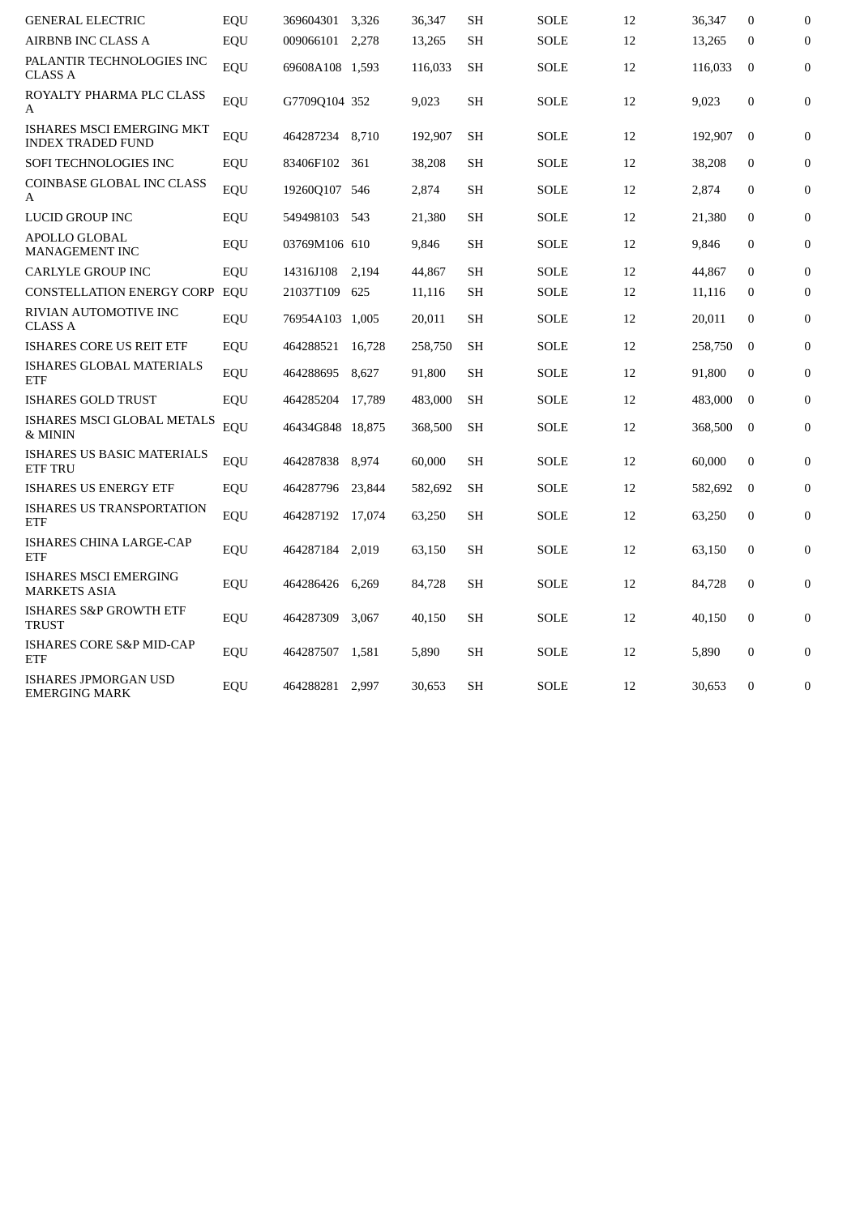| | | | | | | | | | | | |
|---|---|---|---|---|---|---|---|---|---|---|---|
| GENERAL ELECTRIC | EQU | 369604301 | 3,326 | 36,347 | SH | | SOLE | 12 | 36,347 | 0 | 0 |
| AIRBNB INC CLASS A | EQU | 009066101 | 2,278 | 13,265 | SH | | SOLE | 12 | 13,265 | 0 | 0 |
| PALANTIR TECHNOLOGIES INC CLASS A | EQU | 69608A108 | 1,593 | 116,033 | SH | | SOLE | 12 | 116,033 | 0 | 0 |
| ROYALTY PHARMA PLC CLASS A | EQU | G7709Q104 | 352 | 9,023 | SH | | SOLE | 12 | 9,023 | 0 | 0 |
| ISHARES MSCI EMERGING MKT INDEX TRADED FUND | EQU | 464287234 | 8,710 | 192,907 | SH | | SOLE | 12 | 192,907 | 0 | 0 |
| SOFI TECHNOLOGIES INC | EQU | 83406F102 | 361 | 38,208 | SH | | SOLE | 12 | 38,208 | 0 | 0 |
| COINBASE GLOBAL INC CLASS A | EQU | 19260Q107 | 546 | 2,874 | SH | | SOLE | 12 | 2,874 | 0 | 0 |
| LUCID GROUP INC | EQU | 549498103 | 543 | 21,380 | SH | | SOLE | 12 | 21,380 | 0 | 0 |
| APOLLO GLOBAL MANAGEMENT INC | EQU | 03769M106 | 610 | 9,846 | SH | | SOLE | 12 | 9,846 | 0 | 0 |
| CARLYLE GROUP INC | EQU | 14316J108 | 2,194 | 44,867 | SH | | SOLE | 12 | 44,867 | 0 | 0 |
| CONSTELLATION ENERGY CORP | EQU | 21037T109 | 625 | 11,116 | SH | | SOLE | 12 | 11,116 | 0 | 0 |
| RIVIAN AUTOMOTIVE INC CLASS A | EQU | 76954A103 | 1,005 | 20,011 | SH | | SOLE | 12 | 20,011 | 0 | 0 |
| ISHARES CORE US REIT ETF | EQU | 464288521 | 16,728 | 258,750 | SH | | SOLE | 12 | 258,750 | 0 | 0 |
| ISHARES GLOBAL MATERIALS ETF | EQU | 464288695 | 8,627 | 91,800 | SH | | SOLE | 12 | 91,800 | 0 | 0 |
| ISHARES GOLD TRUST | EQU | 464285204 | 17,789 | 483,000 | SH | | SOLE | 12 | 483,000 | 0 | 0 |
| ISHARES MSCI GLOBAL METALS & MININ | EQU | 46434G848 | 18,875 | 368,500 | SH | | SOLE | 12 | 368,500 | 0 | 0 |
| ISHARES US BASIC MATERIALS ETF TRU | EQU | 464287838 | 8,974 | 60,000 | SH | | SOLE | 12 | 60,000 | 0 | 0 |
| ISHARES US ENERGY ETF | EQU | 464287796 | 23,844 | 582,692 | SH | | SOLE | 12 | 582,692 | 0 | 0 |
| ISHARES US TRANSPORTATION ETF | EQU | 464287192 | 17,074 | 63,250 | SH | | SOLE | 12 | 63,250 | 0 | 0 |
| ISHARES CHINA LARGE-CAP ETF | EQU | 464287184 | 2,019 | 63,150 | SH | | SOLE | 12 | 63,150 | 0 | 0 |
| ISHARES MSCI EMERGING MARKETS ASIA | EQU | 464286426 | 6,269 | 84,728 | SH | | SOLE | 12 | 84,728 | 0 | 0 |
| ISHARES S&P GROWTH ETF TRUST | EQU | 464287309 | 3,067 | 40,150 | SH | | SOLE | 12 | 40,150 | 0 | 0 |
| ISHARES CORE S&P MID-CAP ETF | EQU | 464287507 | 1,581 | 5,890 | SH | | SOLE | 12 | 5,890 | 0 | 0 |
| ISHARES JPMORGAN USD EMERGING MARK | EQU | 464288281 | 2,997 | 30,653 | SH | | SOLE | 12 | 30,653 | 0 | 0 |